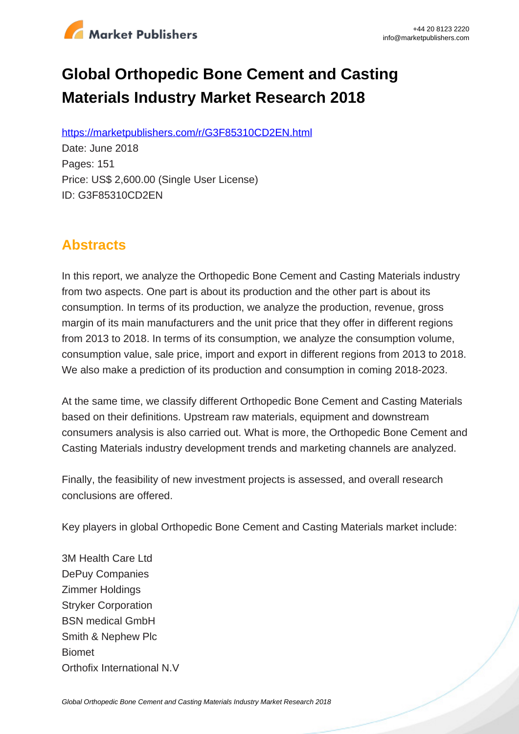# Global Orthopedic Bone Cement and Casting Materials Industry Market Research 2018

https://marketpublishers.com/r/G3F85310CD2EN.html

Date: June 2018

Pages: 151

Price: US$ 2,600.00 (Single User License)

ID: G3F85310CD2EN

## Abstracts

In this report, we analyze the Orthopedic Bone Cement and Casting Materials industry from two aspects. One part is about its production and the other part is about its consumption. In terms of its production, we analyze the production, revenue, gross margin of its main manufacturers and the unit price that they offer in different regions from 2013 to 2018. In terms of its consumption, we analyze the consumption volume, consumption value, sale price, import and export in different regions from 2013 to 2018. We also make a prediction of its production and consumption in coming 2018-2023.

At the same time, we classify different Orthopedic Bone Cement and Casting Materials based on their definitions. Upstream raw materials, equipment and downstream consumers analysis is also carried out. What is more, the Orthopedic Bone Cement and Casting Materials industry development trends and marketing channels are analyzed.

Finally, the feasibility of new investment projects is assessed, and overall research conclusions are offered.

Key players in global Orthopedic Bone Cement and Casting Materials market include:

3M Health Care Ltd
DePuy Companies
Zimmer Holdings
Stryker Corporation
BSN medical GmbH
Smith & Nephew Plc
Biomet
Orthofix International N.V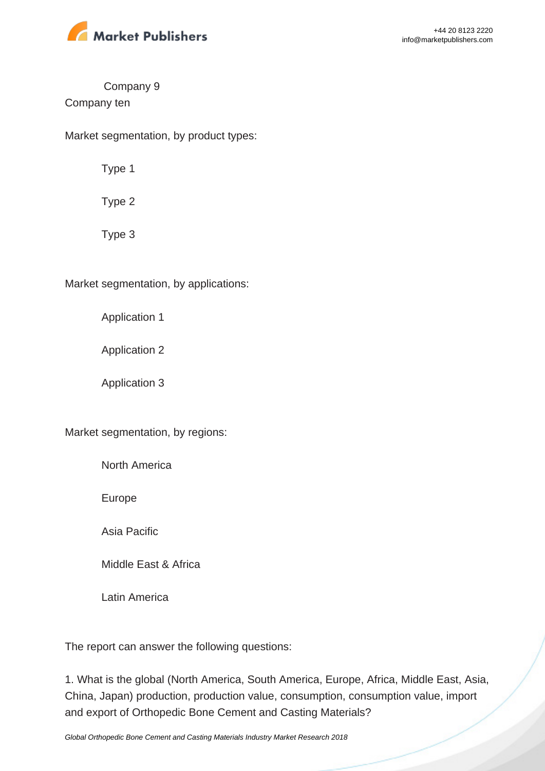Company 9

Company ten

Market segmentation, by product types:

- Type 1
- Type 2
- Type 3

Market segmentation, by applications:

- Application 1
- Application 2
- Application 3

Market segmentation, by regions:

- North America
- Europe
- Asia Pacific
- Middle East & Africa
- Latin America

The report can answer the following questions:

1. What is the global (North America, South America, Europe, Africa, Middle East, Asia, China, Japan) production, production value, consumption, consumption value, import and export of Orthopedic Bone Cement and Casting Materials?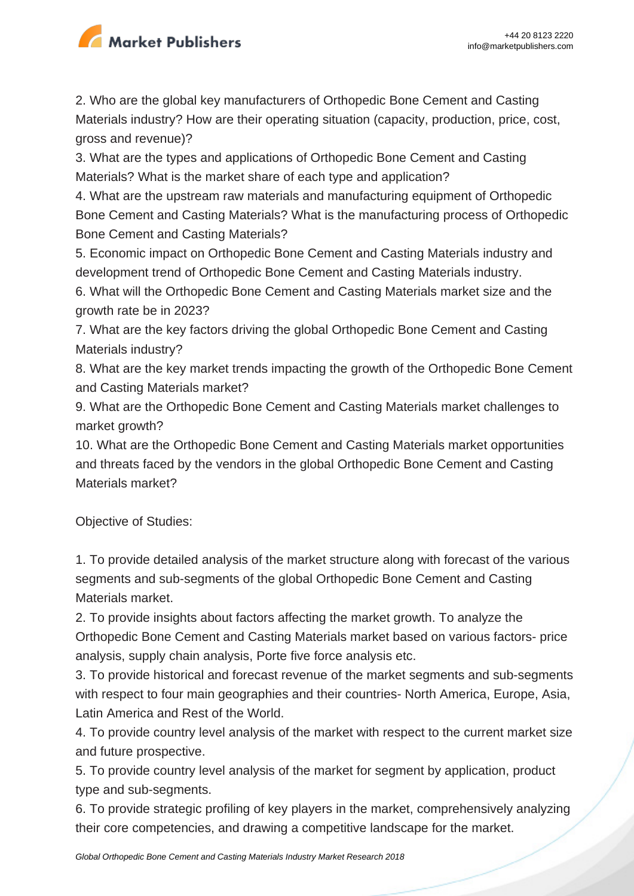2. Who are the global key manufacturers of Orthopedic Bone Cement and Casting Materials industry? How are their operating situation (capacity, production, price, cost, gross and revenue)?
3. What are the types and applications of Orthopedic Bone Cement and Casting Materials? What is the market share of each type and application?
4. What are the upstream raw materials and manufacturing equipment of Orthopedic Bone Cement and Casting Materials? What is the manufacturing process of Orthopedic Bone Cement and Casting Materials?
5. Economic impact on Orthopedic Bone Cement and Casting Materials industry and development trend of Orthopedic Bone Cement and Casting Materials industry.
6. What will the Orthopedic Bone Cement and Casting Materials market size and the growth rate be in 2023?
7. What are the key factors driving the global Orthopedic Bone Cement and Casting Materials industry?
8. What are the key market trends impacting the growth of the Orthopedic Bone Cement and Casting Materials market?
9. What are the Orthopedic Bone Cement and Casting Materials market challenges to market growth?
10. What are the Orthopedic Bone Cement and Casting Materials market opportunities and threats faced by the vendors in the global Orthopedic Bone Cement and Casting Materials market?

Objective of Studies:

1. To provide detailed analysis of the market structure along with forecast of the various segments and sub-segments of the global Orthopedic Bone Cement and Casting Materials market.
2. To provide insights about factors affecting the market growth. To analyze the Orthopedic Bone Cement and Casting Materials market based on various factors- price analysis, supply chain analysis, Porte five force analysis etc.
3. To provide historical and forecast revenue of the market segments and sub-segments with respect to four main geographies and their countries- North America, Europe, Asia, Latin America and Rest of the World.
4. To provide country level analysis of the market with respect to the current market size and future prospective.
5. To provide country level analysis of the market for segment by application, product type and sub-segments.
6. To provide strategic profiling of key players in the market, comprehensively analyzing their core competencies, and drawing a competitive landscape for the market.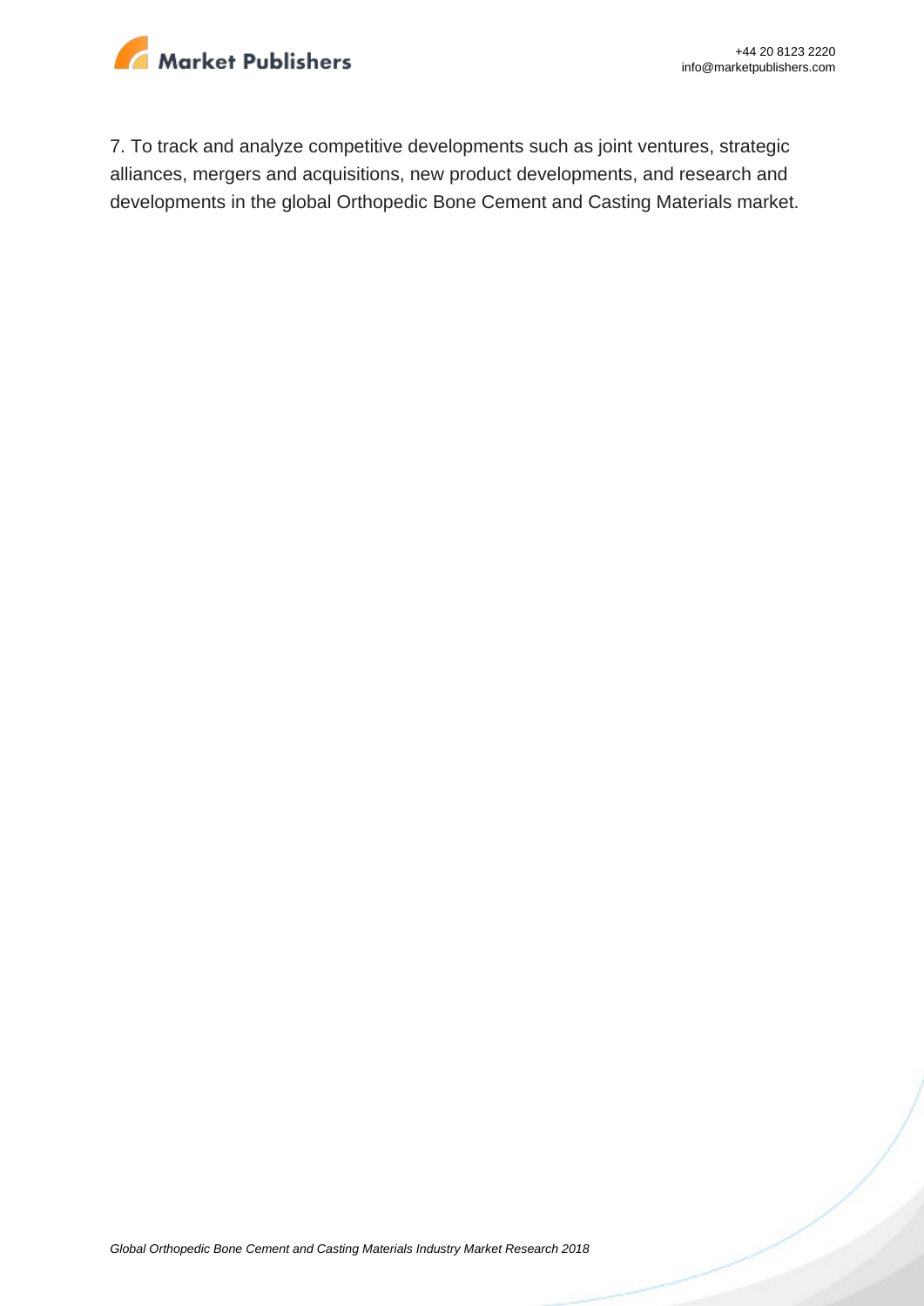7. To track and analyze competitive developments such as joint ventures, strategic alliances, mergers and acquisitions, new product developments, and research and developments in the global Orthopedic Bone Cement and Casting Materials market.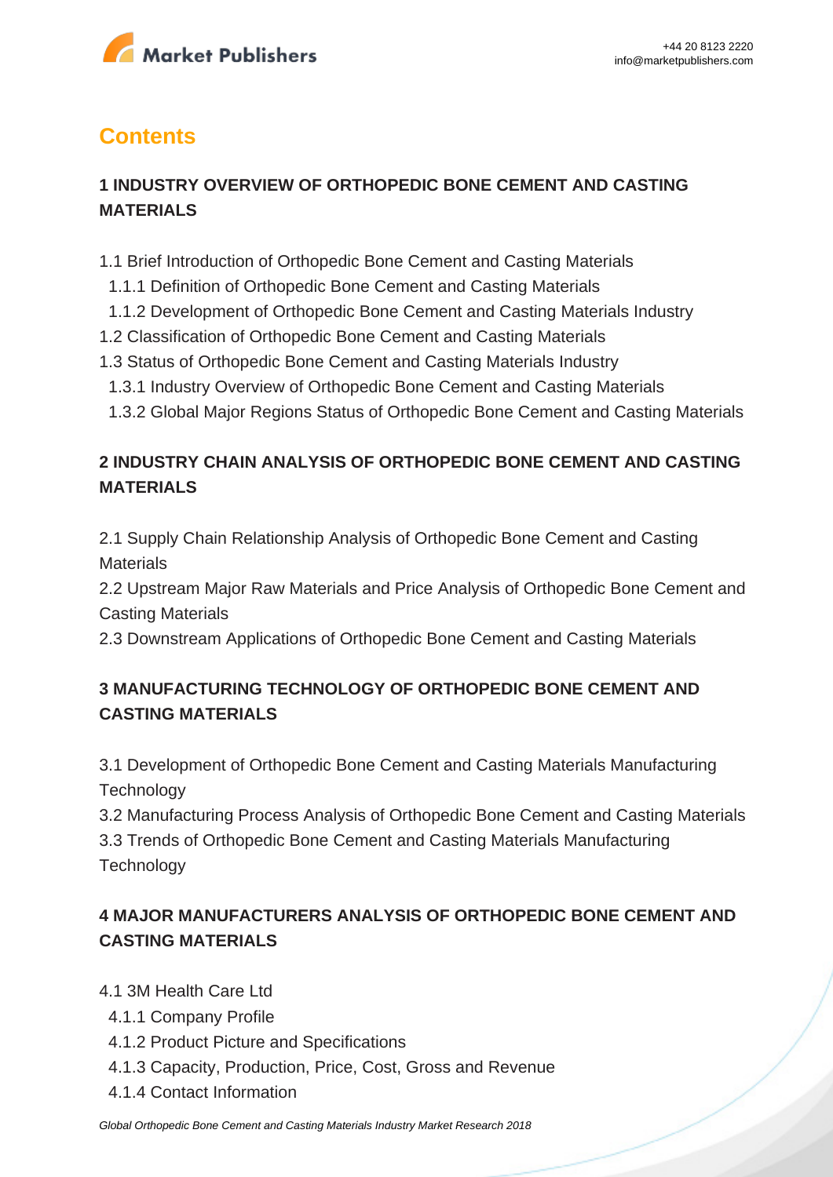# Contents

## 1 INDUSTRY OVERVIEW OF ORTHOPEDIC BONE CEMENT AND CASTING MATERIALS

1.1 Brief Introduction of Orthopedic Bone Cement and Casting Materials
  1.1.1 Definition of Orthopedic Bone Cement and Casting Materials
  1.1.2 Development of Orthopedic Bone Cement and Casting Materials Industry
1.2 Classification of Orthopedic Bone Cement and Casting Materials
1.3 Status of Orthopedic Bone Cement and Casting Materials Industry
  1.3.1 Industry Overview of Orthopedic Bone Cement and Casting Materials
  1.3.2 Global Major Regions Status of Orthopedic Bone Cement and Casting Materials

## 2 INDUSTRY CHAIN ANALYSIS OF ORTHOPEDIC BONE CEMENT AND CASTING MATERIALS

2.1 Supply Chain Relationship Analysis of Orthopedic Bone Cement and Casting Materials
2.2 Upstream Major Raw Materials and Price Analysis of Orthopedic Bone Cement and Casting Materials
2.3 Downstream Applications of Orthopedic Bone Cement and Casting Materials

## 3 MANUFACTURING TECHNOLOGY OF ORTHOPEDIC BONE CEMENT AND CASTING MATERIALS

3.1 Development of Orthopedic Bone Cement and Casting Materials Manufacturing Technology
3.2 Manufacturing Process Analysis of Orthopedic Bone Cement and Casting Materials
3.3 Trends of Orthopedic Bone Cement and Casting Materials Manufacturing Technology

## 4 MAJOR MANUFACTURERS ANALYSIS OF ORTHOPEDIC BONE CEMENT AND CASTING MATERIALS

4.1 3M Health Care Ltd
  4.1.1 Company Profile
  4.1.2 Product Picture and Specifications
  4.1.3 Capacity, Production, Price, Cost, Gross and Revenue
  4.1.4 Contact Information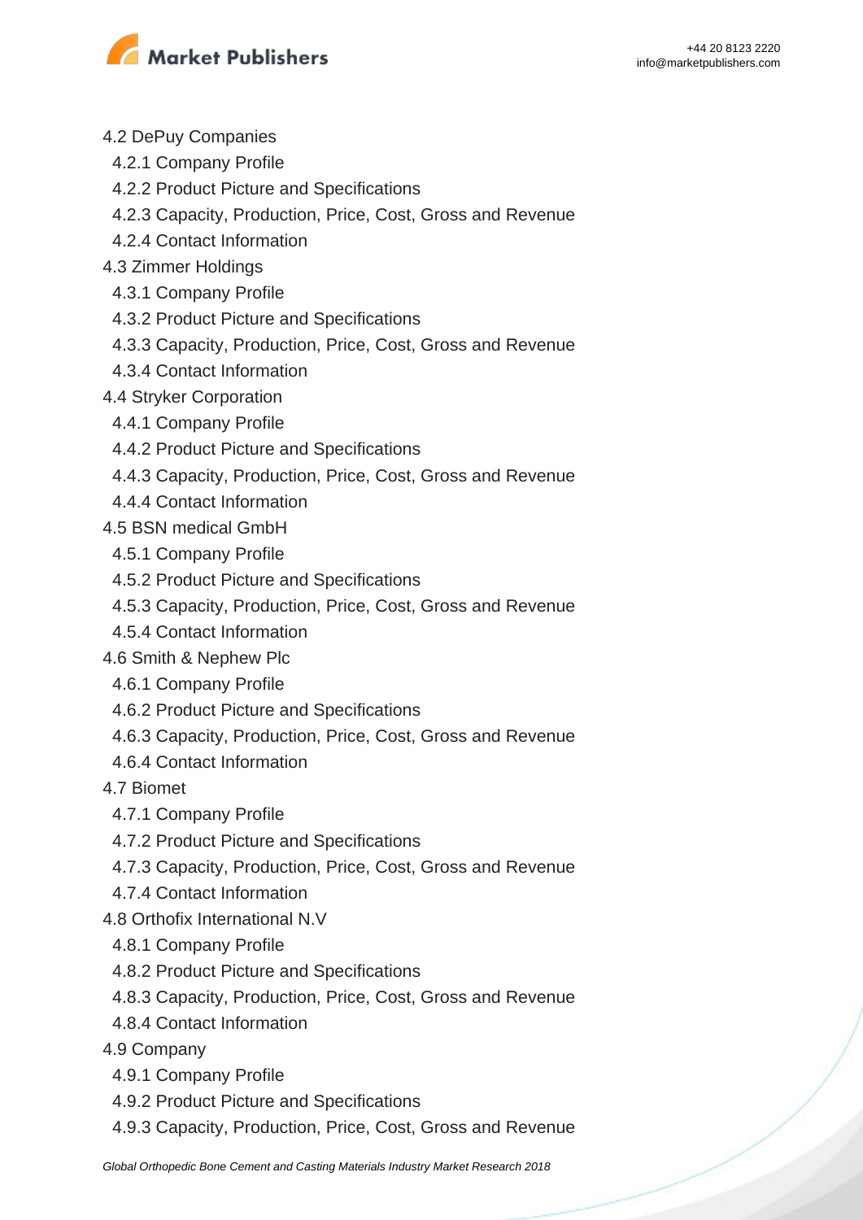4.2 DePuy Companies
  4.2.1 Company Profile
  4.2.2 Product Picture and Specifications
  4.2.3 Capacity, Production, Price, Cost, Gross and Revenue
  4.2.4 Contact Information
4.3 Zimmer Holdings
  4.3.1 Company Profile
  4.3.2 Product Picture and Specifications
  4.3.3 Capacity, Production, Price, Cost, Gross and Revenue
  4.3.4 Contact Information
4.4 Stryker Corporation
  4.4.1 Company Profile
  4.4.2 Product Picture and Specifications
  4.4.3 Capacity, Production, Price, Cost, Gross and Revenue
  4.4.4 Contact Information
4.5 BSN medical GmbH
  4.5.1 Company Profile
  4.5.2 Product Picture and Specifications
  4.5.3 Capacity, Production, Price, Cost, Gross and Revenue
  4.5.4 Contact Information
4.6 Smith & Nephew Plc
  4.6.1 Company Profile
  4.6.2 Product Picture and Specifications
  4.6.3 Capacity, Production, Price, Cost, Gross and Revenue
  4.6.4 Contact Information
4.7 Biomet
  4.7.1 Company Profile
  4.7.2 Product Picture and Specifications
  4.7.3 Capacity, Production, Price, Cost, Gross and Revenue
  4.7.4 Contact Information
4.8 Orthofix International N.V
  4.8.1 Company Profile
  4.8.2 Product Picture and Specifications
  4.8.3 Capacity, Production, Price, Cost, Gross and Revenue
  4.8.4 Contact Information
4.9 Company
  4.9.1 Company Profile
  4.9.2 Product Picture and Specifications
  4.9.3 Capacity, Production, Price, Cost, Gross and Revenue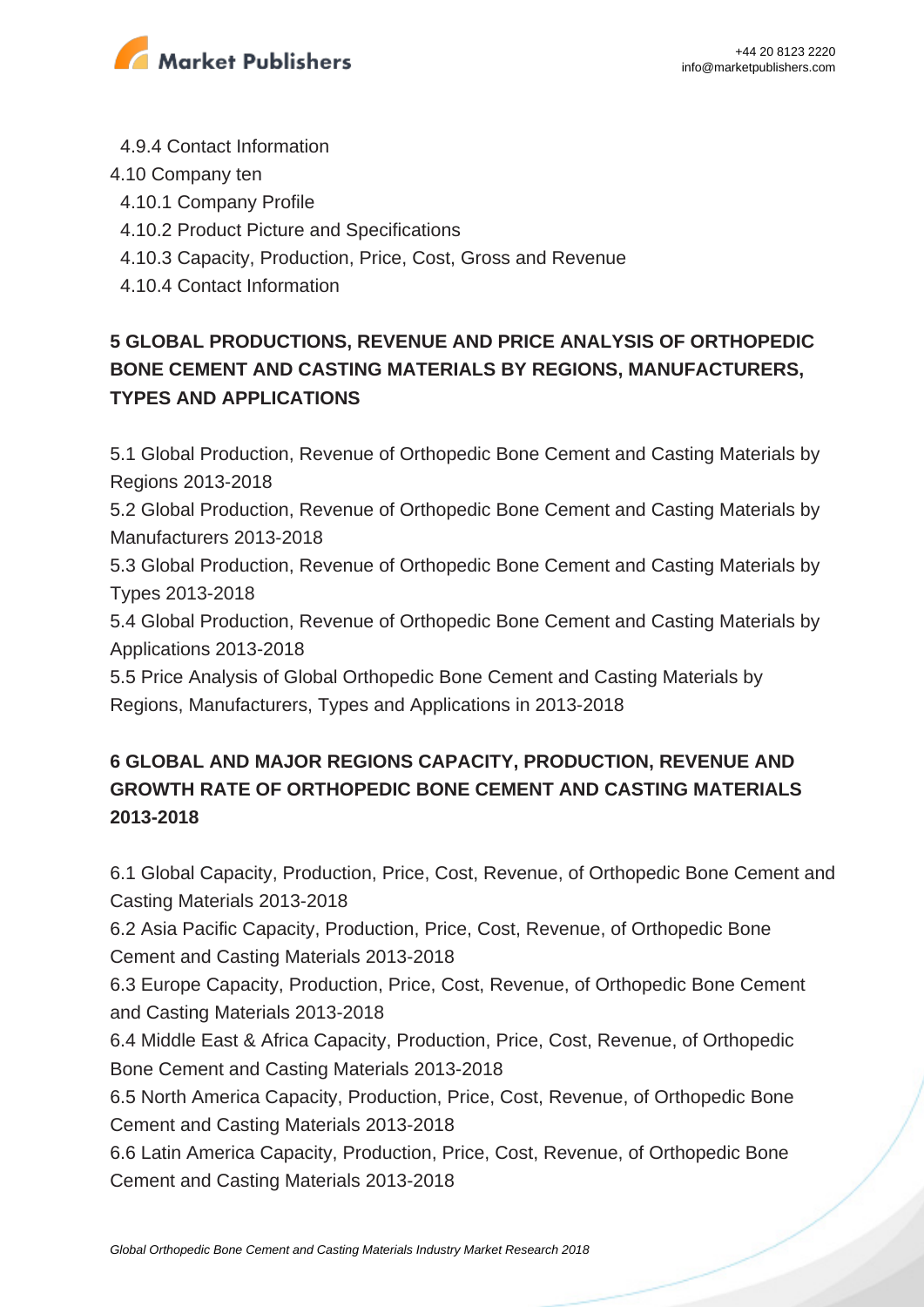4.9.4 Contact Information

4.10 Company ten

4.10.1 Company Profile

4.10.2 Product Picture and Specifications

4.10.3 Capacity, Production, Price, Cost, Gross and Revenue

4.10.4 Contact Information

## 5 GLOBAL PRODUCTIONS, REVENUE AND PRICE ANALYSIS OF ORTHOPEDIC BONE CEMENT AND CASTING MATERIALS BY REGIONS, MANUFACTURERS, TYPES AND APPLICATIONS

5.1 Global Production, Revenue of Orthopedic Bone Cement and Casting Materials by Regions 2013-2018

5.2 Global Production, Revenue of Orthopedic Bone Cement and Casting Materials by Manufacturers 2013-2018

5.3 Global Production, Revenue of Orthopedic Bone Cement and Casting Materials by Types 2013-2018

5.4 Global Production, Revenue of Orthopedic Bone Cement and Casting Materials by Applications 2013-2018

5.5 Price Analysis of Global Orthopedic Bone Cement and Casting Materials by Regions, Manufacturers, Types and Applications in 2013-2018

## 6 GLOBAL AND MAJOR REGIONS CAPACITY, PRODUCTION, REVENUE AND GROWTH RATE OF ORTHOPEDIC BONE CEMENT AND CASTING MATERIALS 2013-2018

6.1 Global Capacity, Production, Price, Cost, Revenue, of Orthopedic Bone Cement and Casting Materials 2013-2018

6.2 Asia Pacific Capacity, Production, Price, Cost, Revenue, of Orthopedic Bone Cement and Casting Materials 2013-2018

6.3 Europe Capacity, Production, Price, Cost, Revenue, of Orthopedic Bone Cement and Casting Materials 2013-2018

6.4 Middle East & Africa Capacity, Production, Price, Cost, Revenue, of Orthopedic Bone Cement and Casting Materials 2013-2018

6.5 North America Capacity, Production, Price, Cost, Revenue, of Orthopedic Bone Cement and Casting Materials 2013-2018

6.6 Latin America Capacity, Production, Price, Cost, Revenue, of Orthopedic Bone Cement and Casting Materials 2013-2018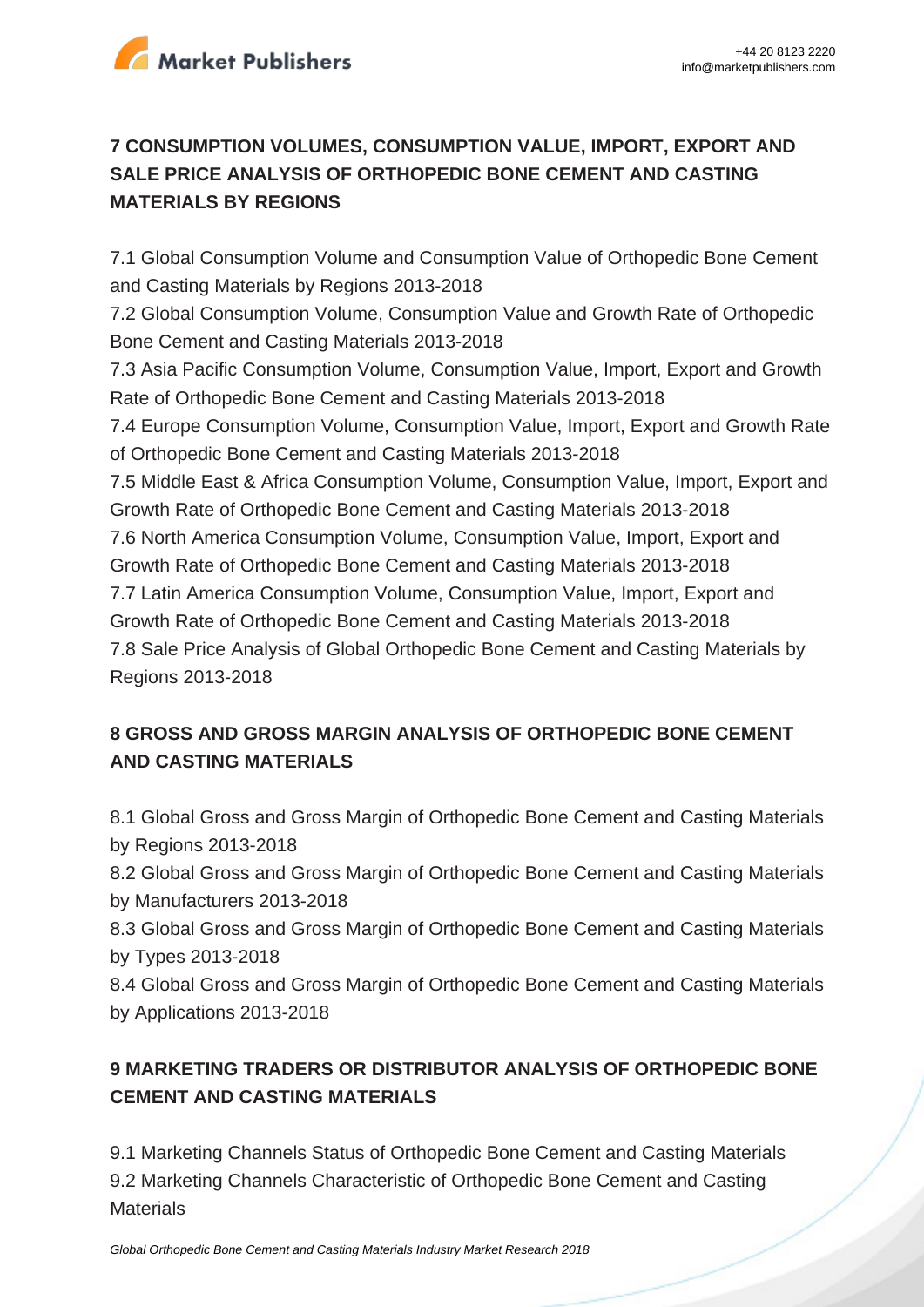## 7 CONSUMPTION VOLUMES, CONSUMPTION VALUE, IMPORT, EXPORT AND SALE PRICE ANALYSIS OF ORTHOPEDIC BONE CEMENT AND CASTING MATERIALS BY REGIONS

7.1 Global Consumption Volume and Consumption Value of Orthopedic Bone Cement and Casting Materials by Regions 2013-2018
7.2 Global Consumption Volume, Consumption Value and Growth Rate of Orthopedic Bone Cement and Casting Materials 2013-2018
7.3 Asia Pacific Consumption Volume, Consumption Value, Import, Export and Growth Rate of Orthopedic Bone Cement and Casting Materials 2013-2018
7.4 Europe Consumption Volume, Consumption Value, Import, Export and Growth Rate of Orthopedic Bone Cement and Casting Materials 2013-2018
7.5 Middle East & Africa Consumption Volume, Consumption Value, Import, Export and Growth Rate of Orthopedic Bone Cement and Casting Materials 2013-2018
7.6 North America Consumption Volume, Consumption Value, Import, Export and Growth Rate of Orthopedic Bone Cement and Casting Materials 2013-2018
7.7 Latin America Consumption Volume, Consumption Value, Import, Export and Growth Rate of Orthopedic Bone Cement and Casting Materials 2013-2018
7.8 Sale Price Analysis of Global Orthopedic Bone Cement and Casting Materials by Regions 2013-2018

## 8 GROSS AND GROSS MARGIN ANALYSIS OF ORTHOPEDIC BONE CEMENT AND CASTING MATERIALS

8.1 Global Gross and Gross Margin of Orthopedic Bone Cement and Casting Materials by Regions 2013-2018
8.2 Global Gross and Gross Margin of Orthopedic Bone Cement and Casting Materials by Manufacturers 2013-2018
8.3 Global Gross and Gross Margin of Orthopedic Bone Cement and Casting Materials by Types 2013-2018
8.4 Global Gross and Gross Margin of Orthopedic Bone Cement and Casting Materials by Applications 2013-2018

## 9 MARKETING TRADERS OR DISTRIBUTOR ANALYSIS OF ORTHOPEDIC BONE CEMENT AND CASTING MATERIALS

9.1 Marketing Channels Status of Orthopedic Bone Cement and Casting Materials
9.2 Marketing Channels Characteristic of Orthopedic Bone Cement and Casting Materials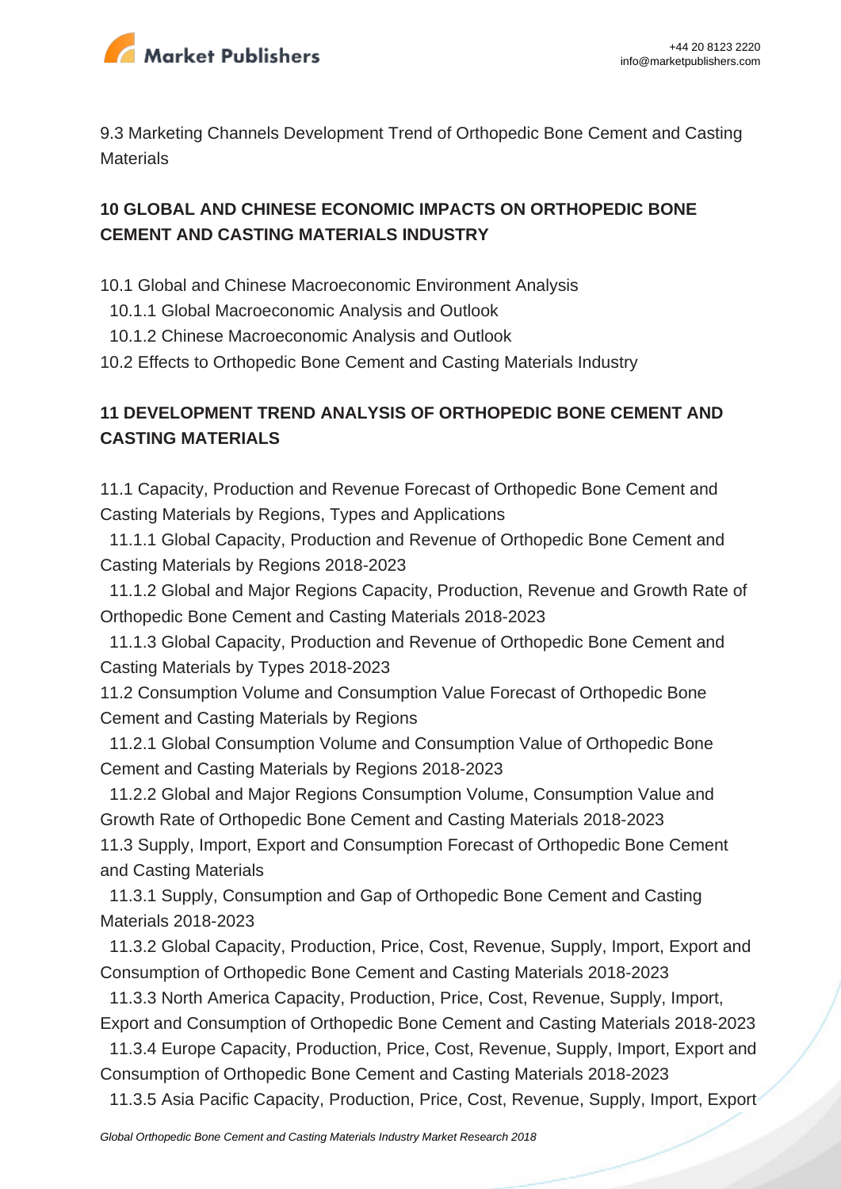9.3 Marketing Channels Development Trend of Orthopedic Bone Cement and Casting Materials

## 10 GLOBAL AND CHINESE ECONOMIC IMPACTS ON ORTHOPEDIC BONE CEMENT AND CASTING MATERIALS INDUSTRY

10.1 Global and Chinese Macroeconomic Environment Analysis
  10.1.1 Global Macroeconomic Analysis and Outlook
  10.1.2 Chinese Macroeconomic Analysis and Outlook
10.2 Effects to Orthopedic Bone Cement and Casting Materials Industry

## 11 DEVELOPMENT TREND ANALYSIS OF ORTHOPEDIC BONE CEMENT AND CASTING MATERIALS

11.1 Capacity, Production and Revenue Forecast of Orthopedic Bone Cement and Casting Materials by Regions, Types and Applications
  11.1.1 Global Capacity, Production and Revenue of Orthopedic Bone Cement and Casting Materials by Regions 2018-2023
  11.1.2 Global and Major Regions Capacity, Production, Revenue and Growth Rate of Orthopedic Bone Cement and Casting Materials 2018-2023
  11.1.3 Global Capacity, Production and Revenue of Orthopedic Bone Cement and Casting Materials by Types 2018-2023
11.2 Consumption Volume and Consumption Value Forecast of Orthopedic Bone Cement and Casting Materials by Regions
  11.2.1 Global Consumption Volume and Consumption Value of Orthopedic Bone Cement and Casting Materials by Regions 2018-2023
  11.2.2 Global and Major Regions Consumption Volume, Consumption Value and Growth Rate of Orthopedic Bone Cement and Casting Materials 2018-2023
11.3 Supply, Import, Export and Consumption Forecast of Orthopedic Bone Cement and Casting Materials
  11.3.1 Supply, Consumption and Gap of Orthopedic Bone Cement and Casting Materials 2018-2023
  11.3.2 Global Capacity, Production, Price, Cost, Revenue, Supply, Import, Export and Consumption of Orthopedic Bone Cement and Casting Materials 2018-2023
  11.3.3 North America Capacity, Production, Price, Cost, Revenue, Supply, Import, Export and Consumption of Orthopedic Bone Cement and Casting Materials 2018-2023
  11.3.4 Europe Capacity, Production, Price, Cost, Revenue, Supply, Import, Export and Consumption of Orthopedic Bone Cement and Casting Materials 2018-2023
  11.3.5 Asia Pacific Capacity, Production, Price, Cost, Revenue, Supply, Import, Export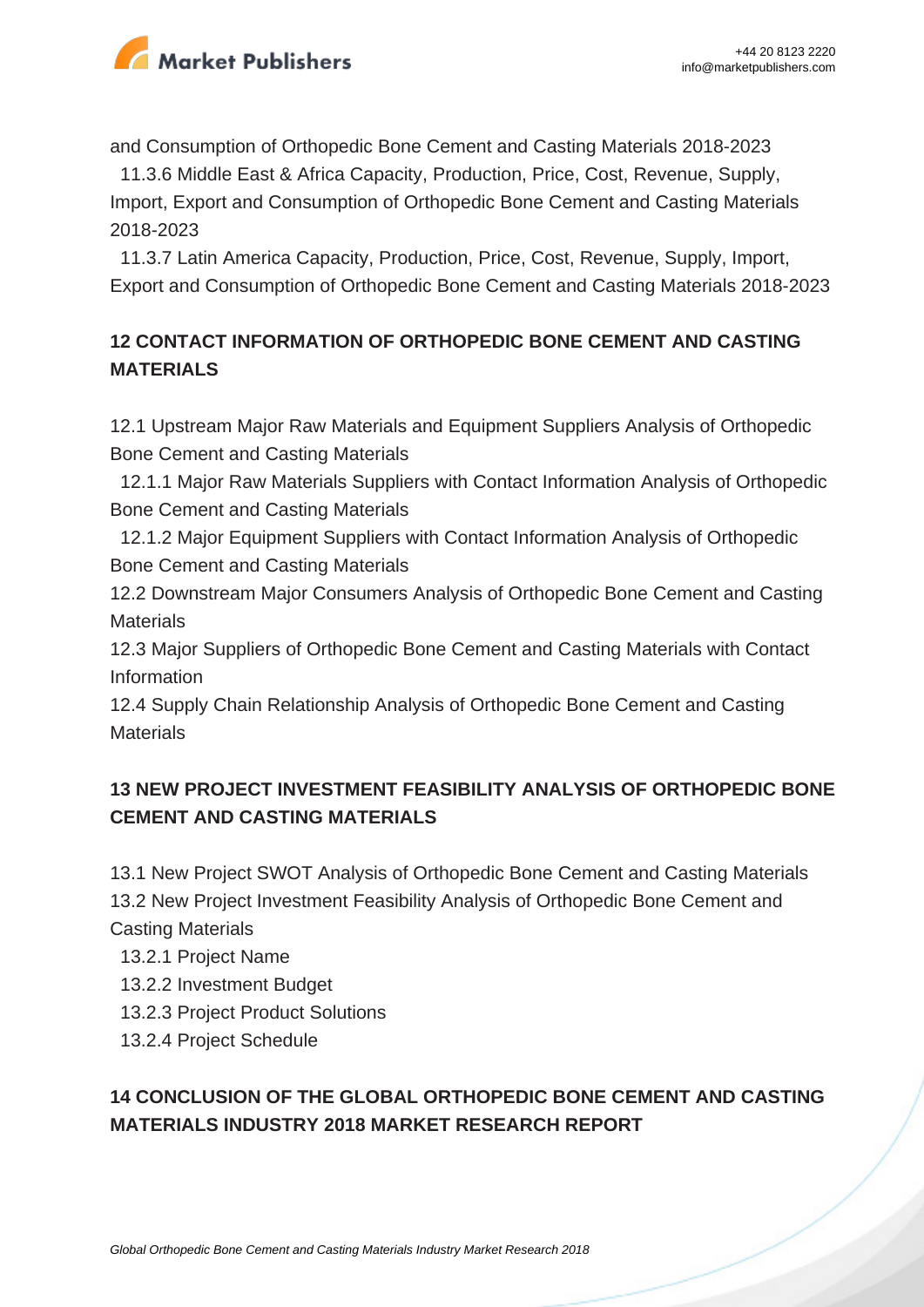and Consumption of Orthopedic Bone Cement and Casting Materials 2018-2023

11.3.6 Middle East & Africa Capacity, Production, Price, Cost, Revenue, Supply, Import, Export and Consumption of Orthopedic Bone Cement and Casting Materials 2018-2023

11.3.7 Latin America Capacity, Production, Price, Cost, Revenue, Supply, Import, Export and Consumption of Orthopedic Bone Cement and Casting Materials 2018-2023

## 12 CONTACT INFORMATION OF ORTHOPEDIC BONE CEMENT AND CASTING MATERIALS

12.1 Upstream Major Raw Materials and Equipment Suppliers Analysis of Orthopedic Bone Cement and Casting Materials

12.1.1 Major Raw Materials Suppliers with Contact Information Analysis of Orthopedic Bone Cement and Casting Materials

12.1.2 Major Equipment Suppliers with Contact Information Analysis of Orthopedic Bone Cement and Casting Materials

12.2 Downstream Major Consumers Analysis of Orthopedic Bone Cement and Casting Materials

12.3 Major Suppliers of Orthopedic Bone Cement and Casting Materials with Contact Information

12.4 Supply Chain Relationship Analysis of Orthopedic Bone Cement and Casting Materials

## 13 NEW PROJECT INVESTMENT FEASIBILITY ANALYSIS OF ORTHOPEDIC BONE CEMENT AND CASTING MATERIALS

13.1 New Project SWOT Analysis of Orthopedic Bone Cement and Casting Materials

13.2 New Project Investment Feasibility Analysis of Orthopedic Bone Cement and Casting Materials

13.2.1 Project Name

13.2.2 Investment Budget

13.2.3 Project Product Solutions

13.2.4 Project Schedule

## 14 CONCLUSION OF THE GLOBAL ORTHOPEDIC BONE CEMENT AND CASTING MATERIALS INDUSTRY 2018 MARKET RESEARCH REPORT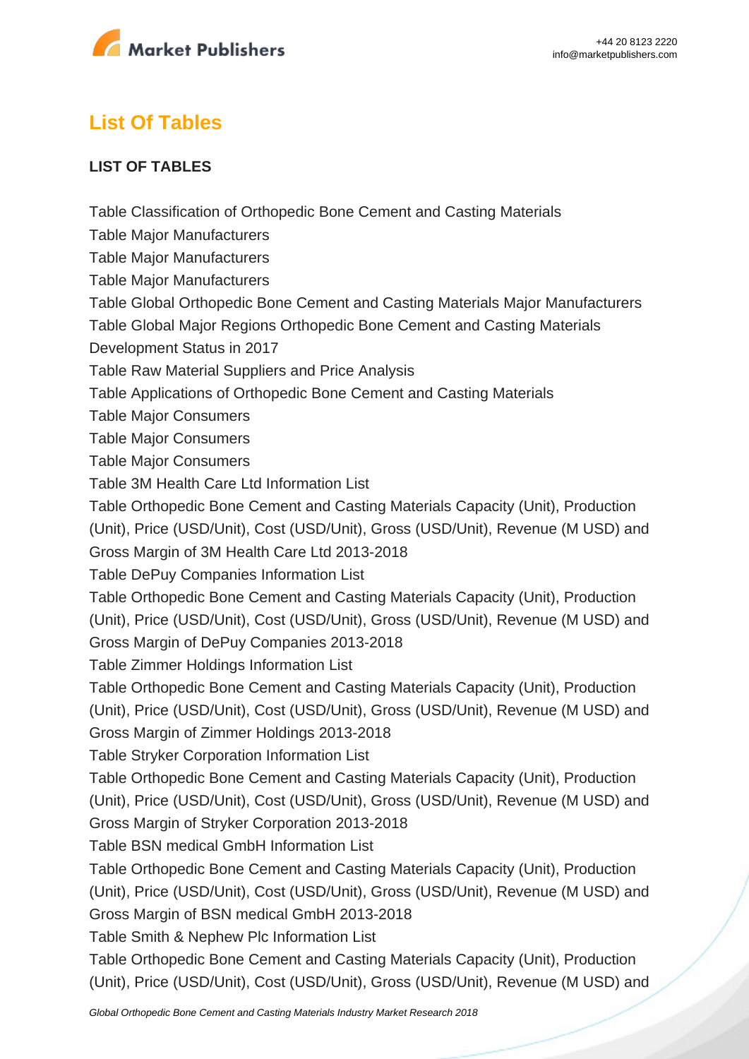## List Of Tables

**LIST OF TABLES**

Table Classification of Orthopedic Bone Cement and Casting Materials
Table Major Manufacturers
Table Major Manufacturers
Table Major Manufacturers
Table Global Orthopedic Bone Cement and Casting Materials Major Manufacturers
Table Global Major Regions Orthopedic Bone Cement and Casting Materials Development Status in 2017
Table Raw Material Suppliers and Price Analysis
Table Applications of Orthopedic Bone Cement and Casting Materials
Table Major Consumers
Table Major Consumers
Table Major Consumers
Table 3M Health Care Ltd Information List
Table Orthopedic Bone Cement and Casting Materials Capacity (Unit), Production (Unit), Price (USD/Unit), Cost (USD/Unit), Gross (USD/Unit), Revenue (M USD) and Gross Margin of 3M Health Care Ltd 2013-2018
Table DePuy Companies Information List
Table Orthopedic Bone Cement and Casting Materials Capacity (Unit), Production (Unit), Price (USD/Unit), Cost (USD/Unit), Gross (USD/Unit), Revenue (M USD) and Gross Margin of DePuy Companies 2013-2018
Table Zimmer Holdings Information List
Table Orthopedic Bone Cement and Casting Materials Capacity (Unit), Production (Unit), Price (USD/Unit), Cost (USD/Unit), Gross (USD/Unit), Revenue (M USD) and Gross Margin of Zimmer Holdings 2013-2018
Table Stryker Corporation Information List
Table Orthopedic Bone Cement and Casting Materials Capacity (Unit), Production (Unit), Price (USD/Unit), Cost (USD/Unit), Gross (USD/Unit), Revenue (M USD) and Gross Margin of Stryker Corporation 2013-2018
Table BSN medical GmbH Information List
Table Orthopedic Bone Cement and Casting Materials Capacity (Unit), Production (Unit), Price (USD/Unit), Cost (USD/Unit), Gross (USD/Unit), Revenue (M USD) and Gross Margin of BSN medical GmbH 2013-2018
Table Smith & Nephew Plc Information List
Table Orthopedic Bone Cement and Casting Materials Capacity (Unit), Production (Unit), Price (USD/Unit), Cost (USD/Unit), Gross (USD/Unit), Revenue (M USD) and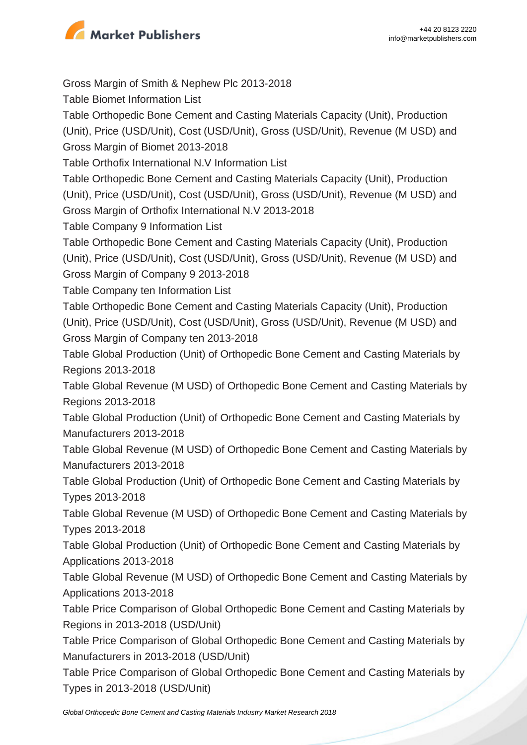Gross Margin of Smith & Nephew Plc 2013-2018

Table Biomet Information List

Table Orthopedic Bone Cement and Casting Materials Capacity (Unit), Production (Unit), Price (USD/Unit), Cost (USD/Unit), Gross (USD/Unit), Revenue (M USD) and Gross Margin of Biomet 2013-2018

Table Orthofix International N.V Information List

Table Orthopedic Bone Cement and Casting Materials Capacity (Unit), Production (Unit), Price (USD/Unit), Cost (USD/Unit), Gross (USD/Unit), Revenue (M USD) and Gross Margin of Orthofix International N.V 2013-2018

Table Company 9 Information List

Table Orthopedic Bone Cement and Casting Materials Capacity (Unit), Production (Unit), Price (USD/Unit), Cost (USD/Unit), Gross (USD/Unit), Revenue (M USD) and Gross Margin of Company 9 2013-2018

Table Company ten Information List

Table Orthopedic Bone Cement and Casting Materials Capacity (Unit), Production (Unit), Price (USD/Unit), Cost (USD/Unit), Gross (USD/Unit), Revenue (M USD) and Gross Margin of Company ten 2013-2018

Table Global Production (Unit) of Orthopedic Bone Cement and Casting Materials by Regions 2013-2018

Table Global Revenue (M USD) of Orthopedic Bone Cement and Casting Materials by Regions 2013-2018

Table Global Production (Unit) of Orthopedic Bone Cement and Casting Materials by Manufacturers 2013-2018

Table Global Revenue (M USD) of Orthopedic Bone Cement and Casting Materials by Manufacturers 2013-2018

Table Global Production (Unit) of Orthopedic Bone Cement and Casting Materials by Types 2013-2018

Table Global Revenue (M USD) of Orthopedic Bone Cement and Casting Materials by Types 2013-2018

Table Global Production (Unit) of Orthopedic Bone Cement and Casting Materials by Applications 2013-2018

Table Global Revenue (M USD) of Orthopedic Bone Cement and Casting Materials by Applications 2013-2018

Table Price Comparison of Global Orthopedic Bone Cement and Casting Materials by Regions in 2013-2018 (USD/Unit)

Table Price Comparison of Global Orthopedic Bone Cement and Casting Materials by Manufacturers in 2013-2018 (USD/Unit)

Table Price Comparison of Global Orthopedic Bone Cement and Casting Materials by Types in 2013-2018 (USD/Unit)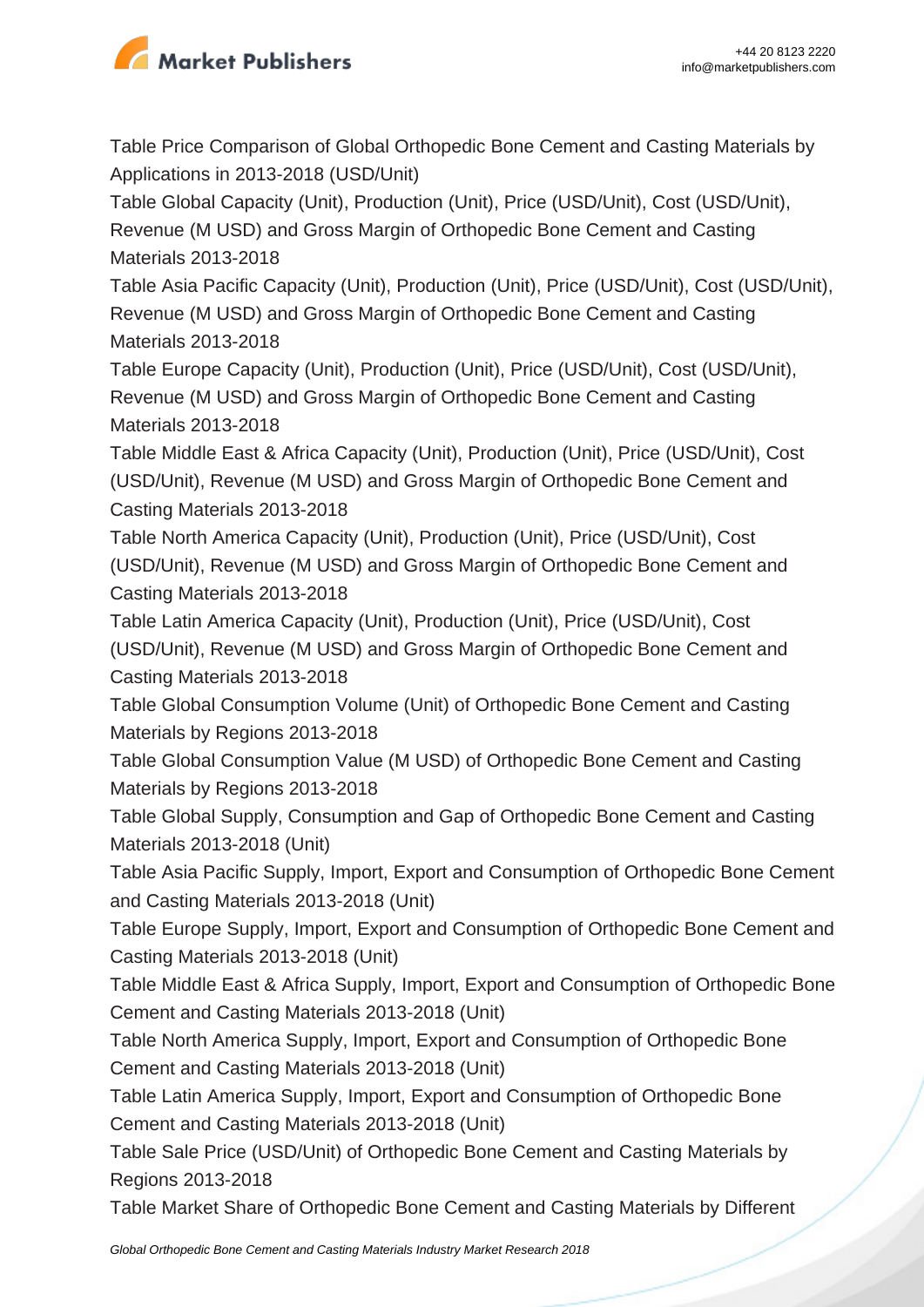Table Price Comparison of Global Orthopedic Bone Cement and Casting Materials by Applications in 2013-2018 (USD/Unit)

Table Global Capacity (Unit), Production (Unit), Price (USD/Unit), Cost (USD/Unit), Revenue (M USD) and Gross Margin of Orthopedic Bone Cement and Casting Materials 2013-2018

Table Asia Pacific Capacity (Unit), Production (Unit), Price (USD/Unit), Cost (USD/Unit), Revenue (M USD) and Gross Margin of Orthopedic Bone Cement and Casting Materials 2013-2018

Table Europe Capacity (Unit), Production (Unit), Price (USD/Unit), Cost (USD/Unit), Revenue (M USD) and Gross Margin of Orthopedic Bone Cement and Casting Materials 2013-2018

Table Middle East & Africa Capacity (Unit), Production (Unit), Price (USD/Unit), Cost (USD/Unit), Revenue (M USD) and Gross Margin of Orthopedic Bone Cement and Casting Materials 2013-2018

Table North America Capacity (Unit), Production (Unit), Price (USD/Unit), Cost (USD/Unit), Revenue (M USD) and Gross Margin of Orthopedic Bone Cement and Casting Materials 2013-2018

Table Latin America Capacity (Unit), Production (Unit), Price (USD/Unit), Cost (USD/Unit), Revenue (M USD) and Gross Margin of Orthopedic Bone Cement and Casting Materials 2013-2018

Table Global Consumption Volume (Unit) of Orthopedic Bone Cement and Casting Materials by Regions 2013-2018

Table Global Consumption Value (M USD) of Orthopedic Bone Cement and Casting Materials by Regions 2013-2018

Table Global Supply, Consumption and Gap of Orthopedic Bone Cement and Casting Materials 2013-2018 (Unit)

Table Asia Pacific Supply, Import, Export and Consumption of Orthopedic Bone Cement and Casting Materials 2013-2018 (Unit)

Table Europe Supply, Import, Export and Consumption of Orthopedic Bone Cement and Casting Materials 2013-2018 (Unit)

Table Middle East & Africa Supply, Import, Export and Consumption of Orthopedic Bone Cement and Casting Materials 2013-2018 (Unit)

Table North America Supply, Import, Export and Consumption of Orthopedic Bone Cement and Casting Materials 2013-2018 (Unit)

Table Latin America Supply, Import, Export and Consumption of Orthopedic Bone Cement and Casting Materials 2013-2018 (Unit)

Table Sale Price (USD/Unit) of Orthopedic Bone Cement and Casting Materials by Regions 2013-2018

Table Market Share of Orthopedic Bone Cement and Casting Materials by Different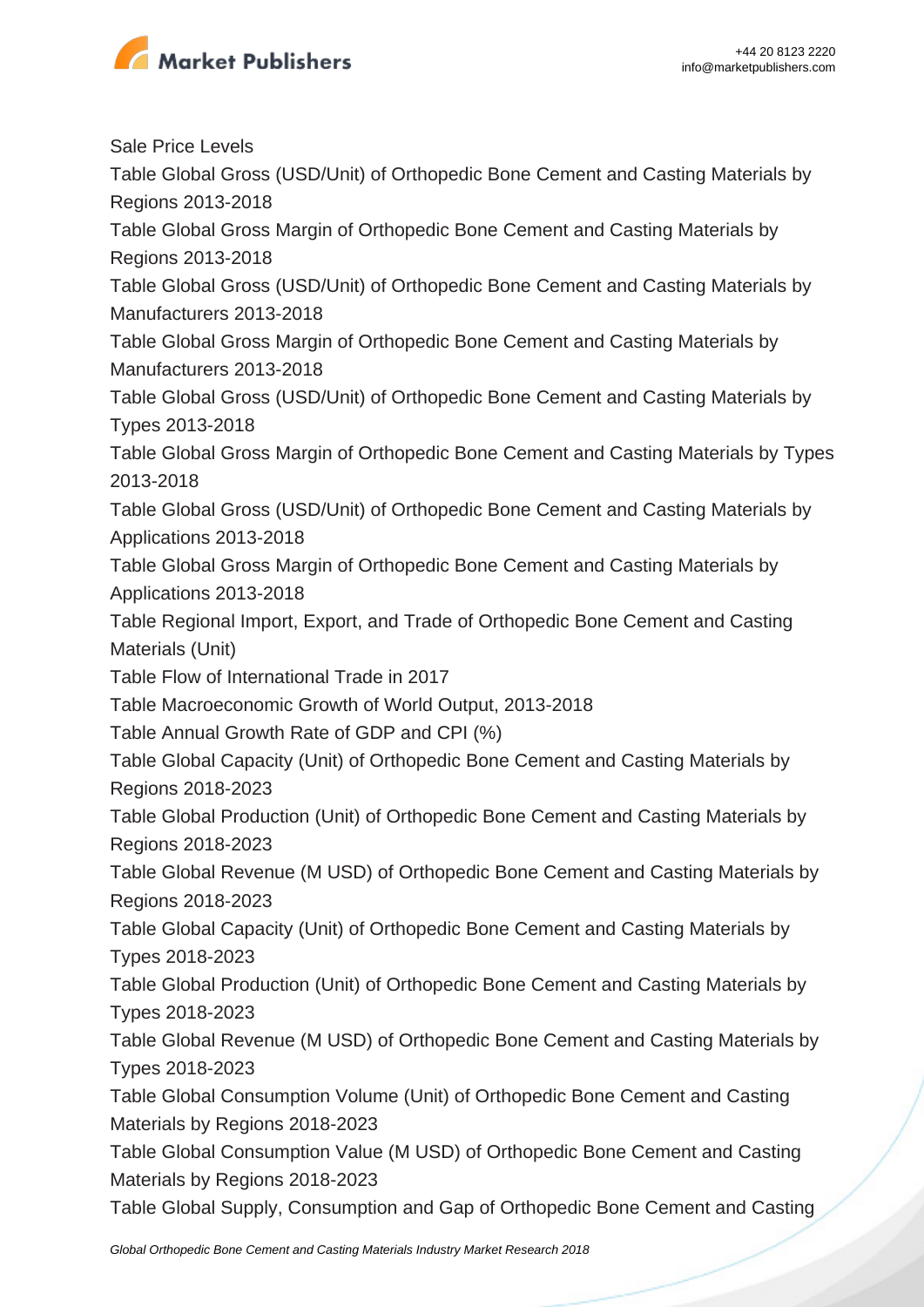Sale Price Levels

Table Global Gross (USD/Unit) of Orthopedic Bone Cement and Casting Materials by Regions 2013-2018

Table Global Gross Margin of Orthopedic Bone Cement and Casting Materials by Regions 2013-2018

Table Global Gross (USD/Unit) of Orthopedic Bone Cement and Casting Materials by Manufacturers 2013-2018

Table Global Gross Margin of Orthopedic Bone Cement and Casting Materials by Manufacturers 2013-2018

Table Global Gross (USD/Unit) of Orthopedic Bone Cement and Casting Materials by Types 2013-2018

Table Global Gross Margin of Orthopedic Bone Cement and Casting Materials by Types 2013-2018

Table Global Gross (USD/Unit) of Orthopedic Bone Cement and Casting Materials by Applications 2013-2018

Table Global Gross Margin of Orthopedic Bone Cement and Casting Materials by Applications 2013-2018

Table Regional Import, Export, and Trade of Orthopedic Bone Cement and Casting Materials (Unit)

Table Flow of International Trade in 2017

Table Macroeconomic Growth of World Output, 2013-2018

Table Annual Growth Rate of GDP and CPI (%)

Table Global Capacity (Unit) of Orthopedic Bone Cement and Casting Materials by Regions 2018-2023

Table Global Production (Unit) of Orthopedic Bone Cement and Casting Materials by Regions 2018-2023

Table Global Revenue (M USD) of Orthopedic Bone Cement and Casting Materials by Regions 2018-2023

Table Global Capacity (Unit) of Orthopedic Bone Cement and Casting Materials by Types 2018-2023

Table Global Production (Unit) of Orthopedic Bone Cement and Casting Materials by Types 2018-2023

Table Global Revenue (M USD) of Orthopedic Bone Cement and Casting Materials by Types 2018-2023

Table Global Consumption Volume (Unit) of Orthopedic Bone Cement and Casting Materials by Regions 2018-2023

Table Global Consumption Value (M USD) of Orthopedic Bone Cement and Casting Materials by Regions 2018-2023

Table Global Supply, Consumption and Gap of Orthopedic Bone Cement and Casting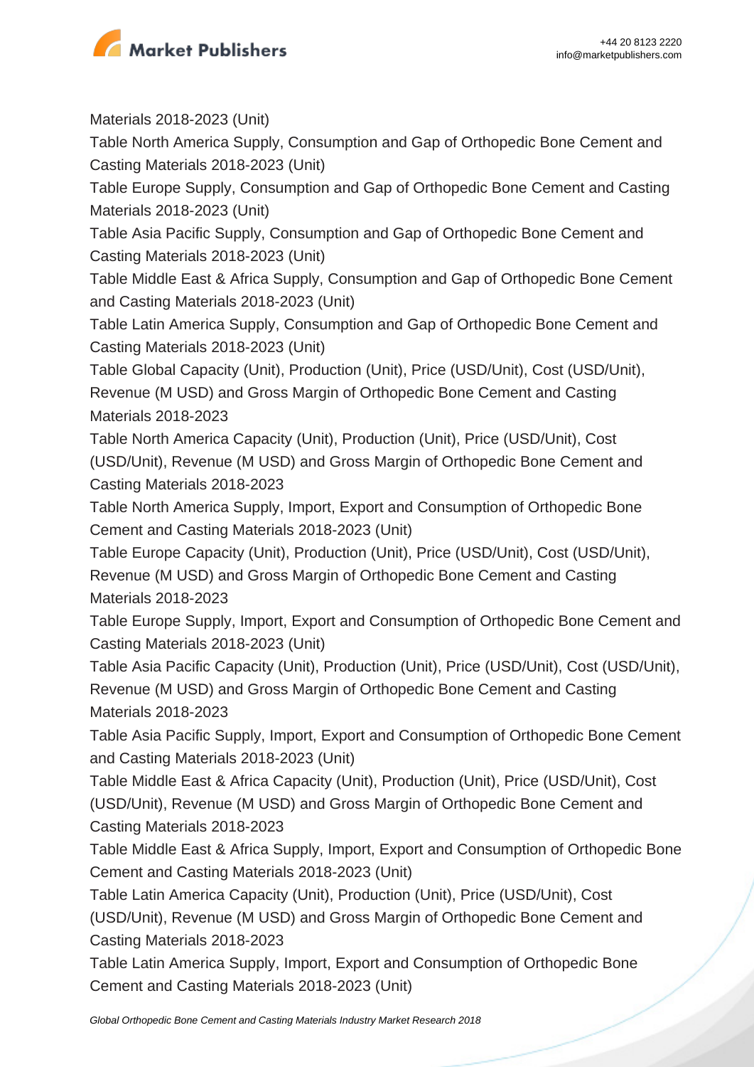Materials 2018-2023 (Unit)

Table North America Supply, Consumption and Gap of Orthopedic Bone Cement and Casting Materials 2018-2023 (Unit)

Table Europe Supply, Consumption and Gap of Orthopedic Bone Cement and Casting Materials 2018-2023 (Unit)

Table Asia Pacific Supply, Consumption and Gap of Orthopedic Bone Cement and Casting Materials 2018-2023 (Unit)

Table Middle East & Africa Supply, Consumption and Gap of Orthopedic Bone Cement and Casting Materials 2018-2023 (Unit)

Table Latin America Supply, Consumption and Gap of Orthopedic Bone Cement and Casting Materials 2018-2023 (Unit)

Table Global Capacity (Unit), Production (Unit), Price (USD/Unit), Cost (USD/Unit), Revenue (M USD) and Gross Margin of Orthopedic Bone Cement and Casting Materials 2018-2023

Table North America Capacity (Unit), Production (Unit), Price (USD/Unit), Cost (USD/Unit), Revenue (M USD) and Gross Margin of Orthopedic Bone Cement and Casting Materials 2018-2023

Table North America Supply, Import, Export and Consumption of Orthopedic Bone Cement and Casting Materials 2018-2023 (Unit)

Table Europe Capacity (Unit), Production (Unit), Price (USD/Unit), Cost (USD/Unit), Revenue (M USD) and Gross Margin of Orthopedic Bone Cement and Casting Materials 2018-2023

Table Europe Supply, Import, Export and Consumption of Orthopedic Bone Cement and Casting Materials 2018-2023 (Unit)

Table Asia Pacific Capacity (Unit), Production (Unit), Price (USD/Unit), Cost (USD/Unit), Revenue (M USD) and Gross Margin of Orthopedic Bone Cement and Casting Materials 2018-2023

Table Asia Pacific Supply, Import, Export and Consumption of Orthopedic Bone Cement and Casting Materials 2018-2023 (Unit)

Table Middle East & Africa Capacity (Unit), Production (Unit), Price (USD/Unit), Cost (USD/Unit), Revenue (M USD) and Gross Margin of Orthopedic Bone Cement and Casting Materials 2018-2023

Table Middle East & Africa Supply, Import, Export and Consumption of Orthopedic Bone Cement and Casting Materials 2018-2023 (Unit)

Table Latin America Capacity (Unit), Production (Unit), Price (USD/Unit), Cost (USD/Unit), Revenue (M USD) and Gross Margin of Orthopedic Bone Cement and Casting Materials 2018-2023

Table Latin America Supply, Import, Export and Consumption of Orthopedic Bone Cement and Casting Materials 2018-2023 (Unit)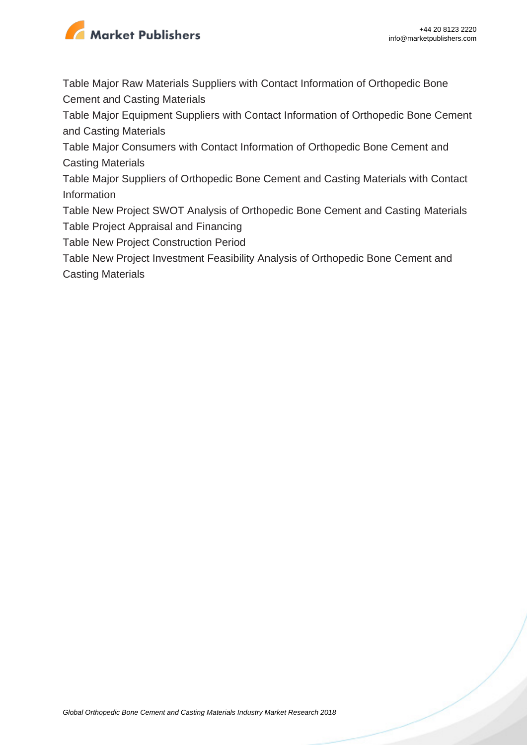Table Major Raw Materials Suppliers with Contact Information of Orthopedic Bone Cement and Casting Materials

Table Major Equipment Suppliers with Contact Information of Orthopedic Bone Cement and Casting Materials

Table Major Consumers with Contact Information of Orthopedic Bone Cement and Casting Materials

Table Major Suppliers of Orthopedic Bone Cement and Casting Materials with Contact Information

Table New Project SWOT Analysis of Orthopedic Bone Cement and Casting Materials

Table Project Appraisal and Financing

Table New Project Construction Period

Table New Project Investment Feasibility Analysis of Orthopedic Bone Cement and Casting Materials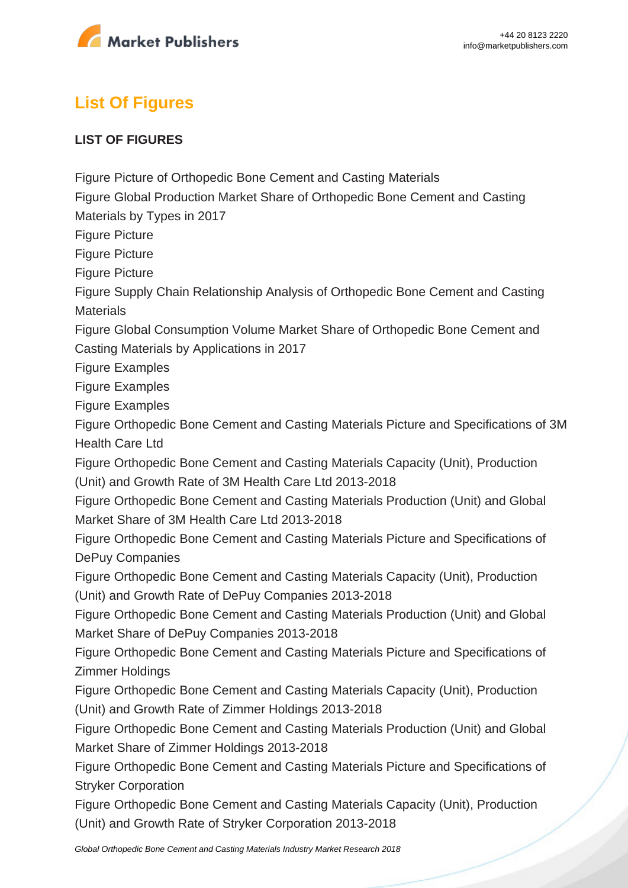## List Of Figures

**LIST OF FIGURES**

Figure Picture of Orthopedic Bone Cement and Casting Materials
Figure Global Production Market Share of Orthopedic Bone Cement and Casting Materials by Types in 2017
Figure Picture
Figure Picture
Figure Picture
Figure Supply Chain Relationship Analysis of Orthopedic Bone Cement and Casting Materials
Figure Global Consumption Volume Market Share of Orthopedic Bone Cement and Casting Materials by Applications in 2017
Figure Examples
Figure Examples
Figure Examples
Figure Orthopedic Bone Cement and Casting Materials Picture and Specifications of 3M Health Care Ltd
Figure Orthopedic Bone Cement and Casting Materials Capacity (Unit), Production (Unit) and Growth Rate of 3M Health Care Ltd 2013-2018
Figure Orthopedic Bone Cement and Casting Materials Production (Unit) and Global Market Share of 3M Health Care Ltd 2013-2018
Figure Orthopedic Bone Cement and Casting Materials Picture and Specifications of DePuy Companies
Figure Orthopedic Bone Cement and Casting Materials Capacity (Unit), Production (Unit) and Growth Rate of DePuy Companies 2013-2018
Figure Orthopedic Bone Cement and Casting Materials Production (Unit) and Global Market Share of DePuy Companies 2013-2018
Figure Orthopedic Bone Cement and Casting Materials Picture and Specifications of Zimmer Holdings
Figure Orthopedic Bone Cement and Casting Materials Capacity (Unit), Production (Unit) and Growth Rate of Zimmer Holdings 2013-2018
Figure Orthopedic Bone Cement and Casting Materials Production (Unit) and Global Market Share of Zimmer Holdings 2013-2018
Figure Orthopedic Bone Cement and Casting Materials Picture and Specifications of Stryker Corporation
Figure Orthopedic Bone Cement and Casting Materials Capacity (Unit), Production (Unit) and Growth Rate of Stryker Corporation 2013-2018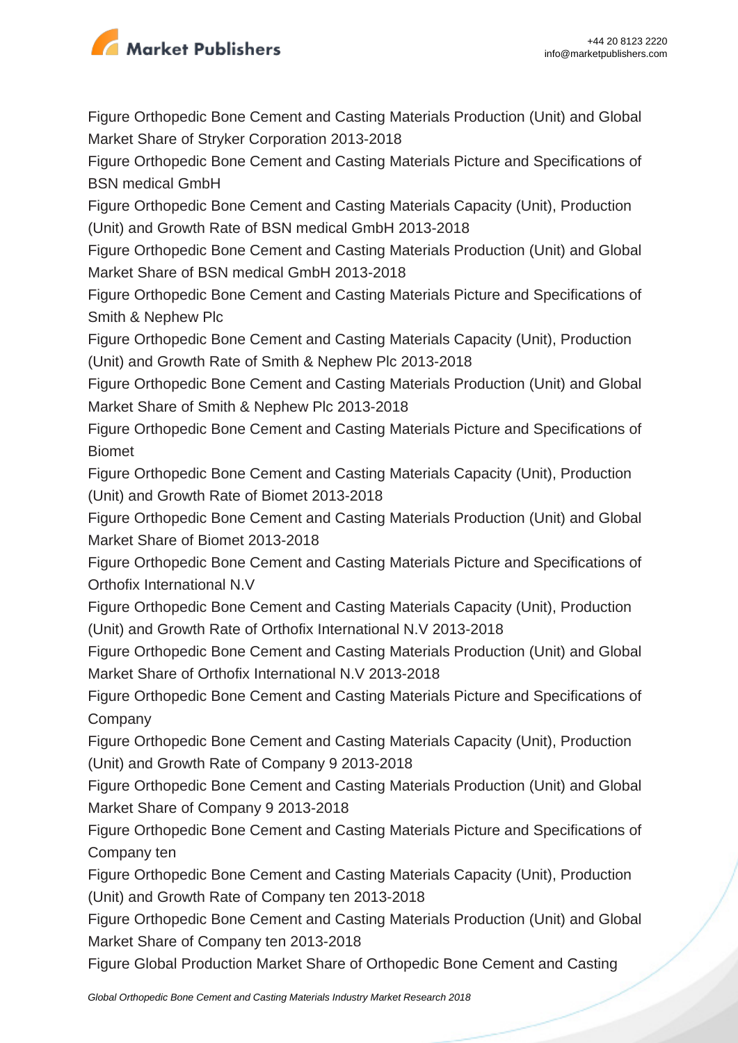Figure Orthopedic Bone Cement and Casting Materials Production (Unit) and Global Market Share of Stryker Corporation 2013-2018

Figure Orthopedic Bone Cement and Casting Materials Picture and Specifications of BSN medical GmbH

Figure Orthopedic Bone Cement and Casting Materials Capacity (Unit), Production (Unit) and Growth Rate of BSN medical GmbH 2013-2018

Figure Orthopedic Bone Cement and Casting Materials Production (Unit) and Global Market Share of BSN medical GmbH 2013-2018

Figure Orthopedic Bone Cement and Casting Materials Picture and Specifications of Smith & Nephew Plc

Figure Orthopedic Bone Cement and Casting Materials Capacity (Unit), Production (Unit) and Growth Rate of Smith & Nephew Plc 2013-2018

Figure Orthopedic Bone Cement and Casting Materials Production (Unit) and Global Market Share of Smith & Nephew Plc 2013-2018

Figure Orthopedic Bone Cement and Casting Materials Picture and Specifications of Biomet

Figure Orthopedic Bone Cement and Casting Materials Capacity (Unit), Production (Unit) and Growth Rate of Biomet 2013-2018

Figure Orthopedic Bone Cement and Casting Materials Production (Unit) and Global Market Share of Biomet 2013-2018

Figure Orthopedic Bone Cement and Casting Materials Picture and Specifications of Orthofix International N.V

Figure Orthopedic Bone Cement and Casting Materials Capacity (Unit), Production (Unit) and Growth Rate of Orthofix International N.V 2013-2018

Figure Orthopedic Bone Cement and Casting Materials Production (Unit) and Global Market Share of Orthofix International N.V 2013-2018

Figure Orthopedic Bone Cement and Casting Materials Picture and Specifications of Company

Figure Orthopedic Bone Cement and Casting Materials Capacity (Unit), Production (Unit) and Growth Rate of Company 9 2013-2018

Figure Orthopedic Bone Cement and Casting Materials Production (Unit) and Global Market Share of Company 9 2013-2018

Figure Orthopedic Bone Cement and Casting Materials Picture and Specifications of Company ten

Figure Orthopedic Bone Cement and Casting Materials Capacity (Unit), Production (Unit) and Growth Rate of Company ten 2013-2018

Figure Orthopedic Bone Cement and Casting Materials Production (Unit) and Global Market Share of Company ten 2013-2018

Figure Global Production Market Share of Orthopedic Bone Cement and Casting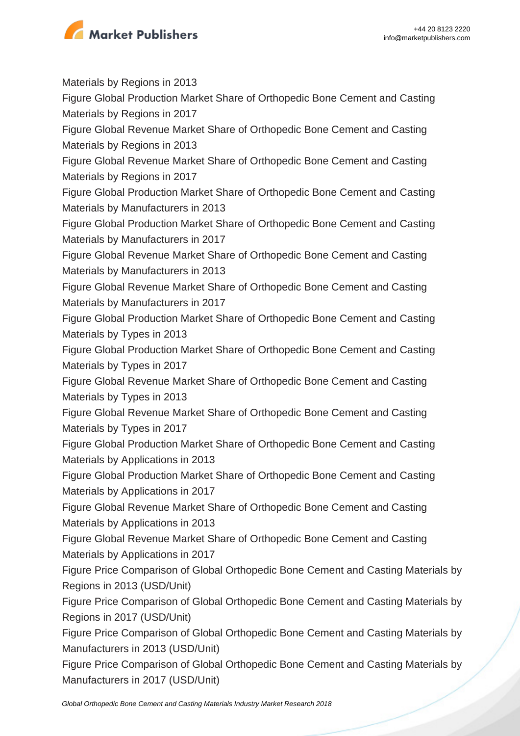Materials by Regions in 2013

Figure Global Production Market Share of Orthopedic Bone Cement and Casting Materials by Regions in 2017

Figure Global Revenue Market Share of Orthopedic Bone Cement and Casting Materials by Regions in 2013

Figure Global Revenue Market Share of Orthopedic Bone Cement and Casting Materials by Regions in 2017

Figure Global Production Market Share of Orthopedic Bone Cement and Casting Materials by Manufacturers in 2013

Figure Global Production Market Share of Orthopedic Bone Cement and Casting Materials by Manufacturers in 2017

Figure Global Revenue Market Share of Orthopedic Bone Cement and Casting Materials by Manufacturers in 2013

Figure Global Revenue Market Share of Orthopedic Bone Cement and Casting Materials by Manufacturers in 2017

Figure Global Production Market Share of Orthopedic Bone Cement and Casting Materials by Types in 2013

Figure Global Production Market Share of Orthopedic Bone Cement and Casting Materials by Types in 2017

Figure Global Revenue Market Share of Orthopedic Bone Cement and Casting Materials by Types in 2013

Figure Global Revenue Market Share of Orthopedic Bone Cement and Casting Materials by Types in 2017

Figure Global Production Market Share of Orthopedic Bone Cement and Casting Materials by Applications in 2013

Figure Global Production Market Share of Orthopedic Bone Cement and Casting Materials by Applications in 2017

Figure Global Revenue Market Share of Orthopedic Bone Cement and Casting Materials by Applications in 2013

Figure Global Revenue Market Share of Orthopedic Bone Cement and Casting Materials by Applications in 2017

Figure Price Comparison of Global Orthopedic Bone Cement and Casting Materials by Regions in 2013 (USD/Unit)

Figure Price Comparison of Global Orthopedic Bone Cement and Casting Materials by Regions in 2017 (USD/Unit)

Figure Price Comparison of Global Orthopedic Bone Cement and Casting Materials by Manufacturers in 2013 (USD/Unit)

Figure Price Comparison of Global Orthopedic Bone Cement and Casting Materials by Manufacturers in 2017 (USD/Unit)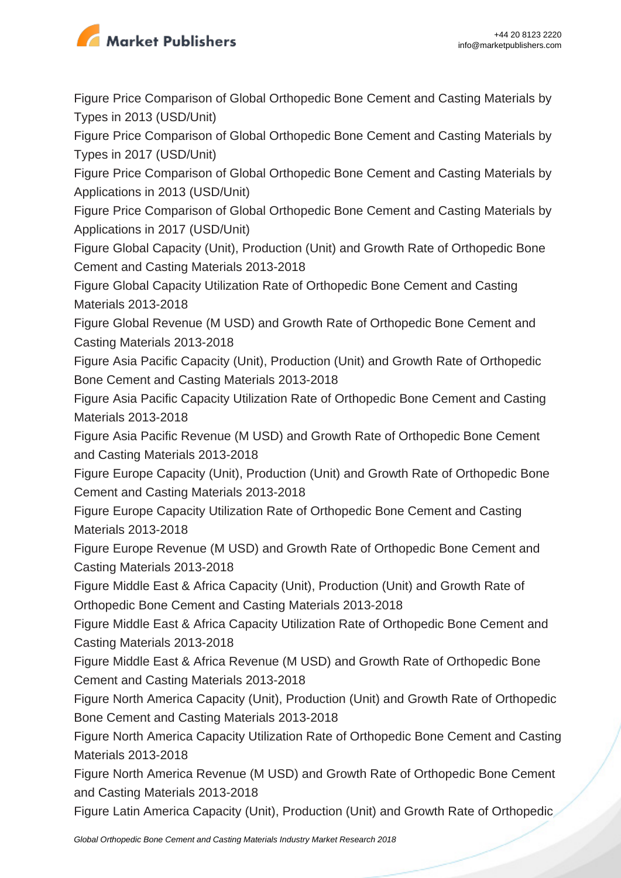Figure Price Comparison of Global Orthopedic Bone Cement and Casting Materials by Types in 2013 (USD/Unit)

Figure Price Comparison of Global Orthopedic Bone Cement and Casting Materials by Types in 2017 (USD/Unit)

Figure Price Comparison of Global Orthopedic Bone Cement and Casting Materials by Applications in 2013 (USD/Unit)

Figure Price Comparison of Global Orthopedic Bone Cement and Casting Materials by Applications in 2017 (USD/Unit)

Figure Global Capacity (Unit), Production (Unit) and Growth Rate of Orthopedic Bone Cement and Casting Materials 2013-2018

Figure Global Capacity Utilization Rate of Orthopedic Bone Cement and Casting Materials 2013-2018

Figure Global Revenue (M USD) and Growth Rate of Orthopedic Bone Cement and Casting Materials 2013-2018

Figure Asia Pacific Capacity (Unit), Production (Unit) and Growth Rate of Orthopedic Bone Cement and Casting Materials 2013-2018

Figure Asia Pacific Capacity Utilization Rate of Orthopedic Bone Cement and Casting Materials 2013-2018

Figure Asia Pacific Revenue (M USD) and Growth Rate of Orthopedic Bone Cement and Casting Materials 2013-2018

Figure Europe Capacity (Unit), Production (Unit) and Growth Rate of Orthopedic Bone Cement and Casting Materials 2013-2018

Figure Europe Capacity Utilization Rate of Orthopedic Bone Cement and Casting Materials 2013-2018

Figure Europe Revenue (M USD) and Growth Rate of Orthopedic Bone Cement and Casting Materials 2013-2018

Figure Middle East & Africa Capacity (Unit), Production (Unit) and Growth Rate of Orthopedic Bone Cement and Casting Materials 2013-2018

Figure Middle East & Africa Capacity Utilization Rate of Orthopedic Bone Cement and Casting Materials 2013-2018

Figure Middle East & Africa Revenue (M USD) and Growth Rate of Orthopedic Bone Cement and Casting Materials 2013-2018

Figure North America Capacity (Unit), Production (Unit) and Growth Rate of Orthopedic Bone Cement and Casting Materials 2013-2018

Figure North America Capacity Utilization Rate of Orthopedic Bone Cement and Casting Materials 2013-2018

Figure North America Revenue (M USD) and Growth Rate of Orthopedic Bone Cement and Casting Materials 2013-2018

Figure Latin America Capacity (Unit), Production (Unit) and Growth Rate of Orthopedic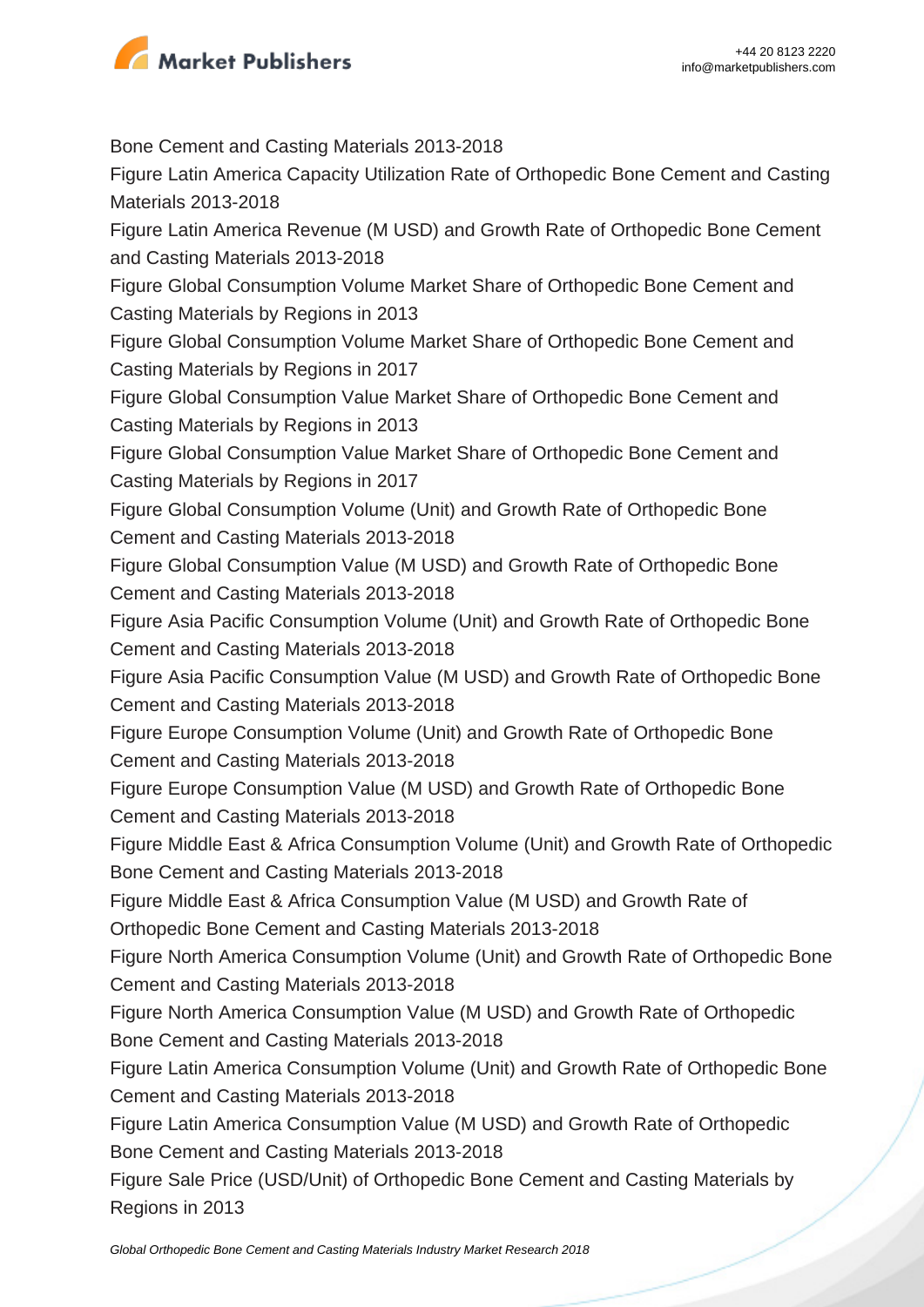Bone Cement and Casting Materials 2013-2018

Figure Latin America Capacity Utilization Rate of Orthopedic Bone Cement and Casting Materials 2013-2018

Figure Latin America Revenue (M USD) and Growth Rate of Orthopedic Bone Cement and Casting Materials 2013-2018

Figure Global Consumption Volume Market Share of Orthopedic Bone Cement and Casting Materials by Regions in 2013

Figure Global Consumption Volume Market Share of Orthopedic Bone Cement and Casting Materials by Regions in 2017

Figure Global Consumption Value Market Share of Orthopedic Bone Cement and Casting Materials by Regions in 2013

Figure Global Consumption Value Market Share of Orthopedic Bone Cement and Casting Materials by Regions in 2017

Figure Global Consumption Volume (Unit) and Growth Rate of Orthopedic Bone Cement and Casting Materials 2013-2018

Figure Global Consumption Value (M USD) and Growth Rate of Orthopedic Bone Cement and Casting Materials 2013-2018

Figure Asia Pacific Consumption Volume (Unit) and Growth Rate of Orthopedic Bone Cement and Casting Materials 2013-2018

Figure Asia Pacific Consumption Value (M USD) and Growth Rate of Orthopedic Bone Cement and Casting Materials 2013-2018

Figure Europe Consumption Volume (Unit) and Growth Rate of Orthopedic Bone Cement and Casting Materials 2013-2018

Figure Europe Consumption Value (M USD) and Growth Rate of Orthopedic Bone Cement and Casting Materials 2013-2018

Figure Middle East & Africa Consumption Volume (Unit) and Growth Rate of Orthopedic Bone Cement and Casting Materials 2013-2018

Figure Middle East & Africa Consumption Value (M USD) and Growth Rate of Orthopedic Bone Cement and Casting Materials 2013-2018

Figure North America Consumption Volume (Unit) and Growth Rate of Orthopedic Bone Cement and Casting Materials 2013-2018

Figure North America Consumption Value (M USD) and Growth Rate of Orthopedic Bone Cement and Casting Materials 2013-2018

Figure Latin America Consumption Volume (Unit) and Growth Rate of Orthopedic Bone Cement and Casting Materials 2013-2018

Figure Latin America Consumption Value (M USD) and Growth Rate of Orthopedic Bone Cement and Casting Materials 2013-2018

Figure Sale Price (USD/Unit) of Orthopedic Bone Cement and Casting Materials by Regions in 2013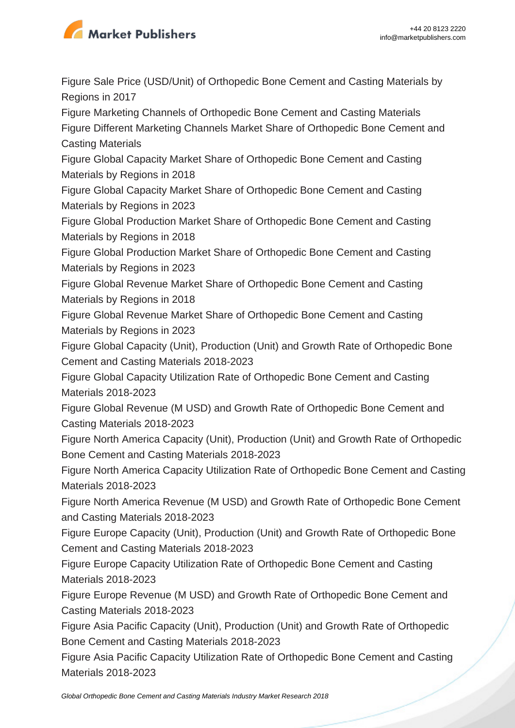Figure Sale Price (USD/Unit) of Orthopedic Bone Cement and Casting Materials by Regions in 2017

Figure Marketing Channels of Orthopedic Bone Cement and Casting Materials

Figure Different Marketing Channels Market Share of Orthopedic Bone Cement and Casting Materials

Figure Global Capacity Market Share of Orthopedic Bone Cement and Casting Materials by Regions in 2018

Figure Global Capacity Market Share of Orthopedic Bone Cement and Casting Materials by Regions in 2023

Figure Global Production Market Share of Orthopedic Bone Cement and Casting Materials by Regions in 2018

Figure Global Production Market Share of Orthopedic Bone Cement and Casting Materials by Regions in 2023

Figure Global Revenue Market Share of Orthopedic Bone Cement and Casting Materials by Regions in 2018

Figure Global Revenue Market Share of Orthopedic Bone Cement and Casting Materials by Regions in 2023

Figure Global Capacity (Unit), Production (Unit) and Growth Rate of Orthopedic Bone Cement and Casting Materials 2018-2023

Figure Global Capacity Utilization Rate of Orthopedic Bone Cement and Casting Materials 2018-2023

Figure Global Revenue (M USD) and Growth Rate of Orthopedic Bone Cement and Casting Materials 2018-2023

Figure North America Capacity (Unit), Production (Unit) and Growth Rate of Orthopedic Bone Cement and Casting Materials 2018-2023

Figure North America Capacity Utilization Rate of Orthopedic Bone Cement and Casting Materials 2018-2023

Figure North America Revenue (M USD) and Growth Rate of Orthopedic Bone Cement and Casting Materials 2018-2023

Figure Europe Capacity (Unit), Production (Unit) and Growth Rate of Orthopedic Bone Cement and Casting Materials 2018-2023

Figure Europe Capacity Utilization Rate of Orthopedic Bone Cement and Casting Materials 2018-2023

Figure Europe Revenue (M USD) and Growth Rate of Orthopedic Bone Cement and Casting Materials 2018-2023

Figure Asia Pacific Capacity (Unit), Production (Unit) and Growth Rate of Orthopedic Bone Cement and Casting Materials 2018-2023

Figure Asia Pacific Capacity Utilization Rate of Orthopedic Bone Cement and Casting Materials 2018-2023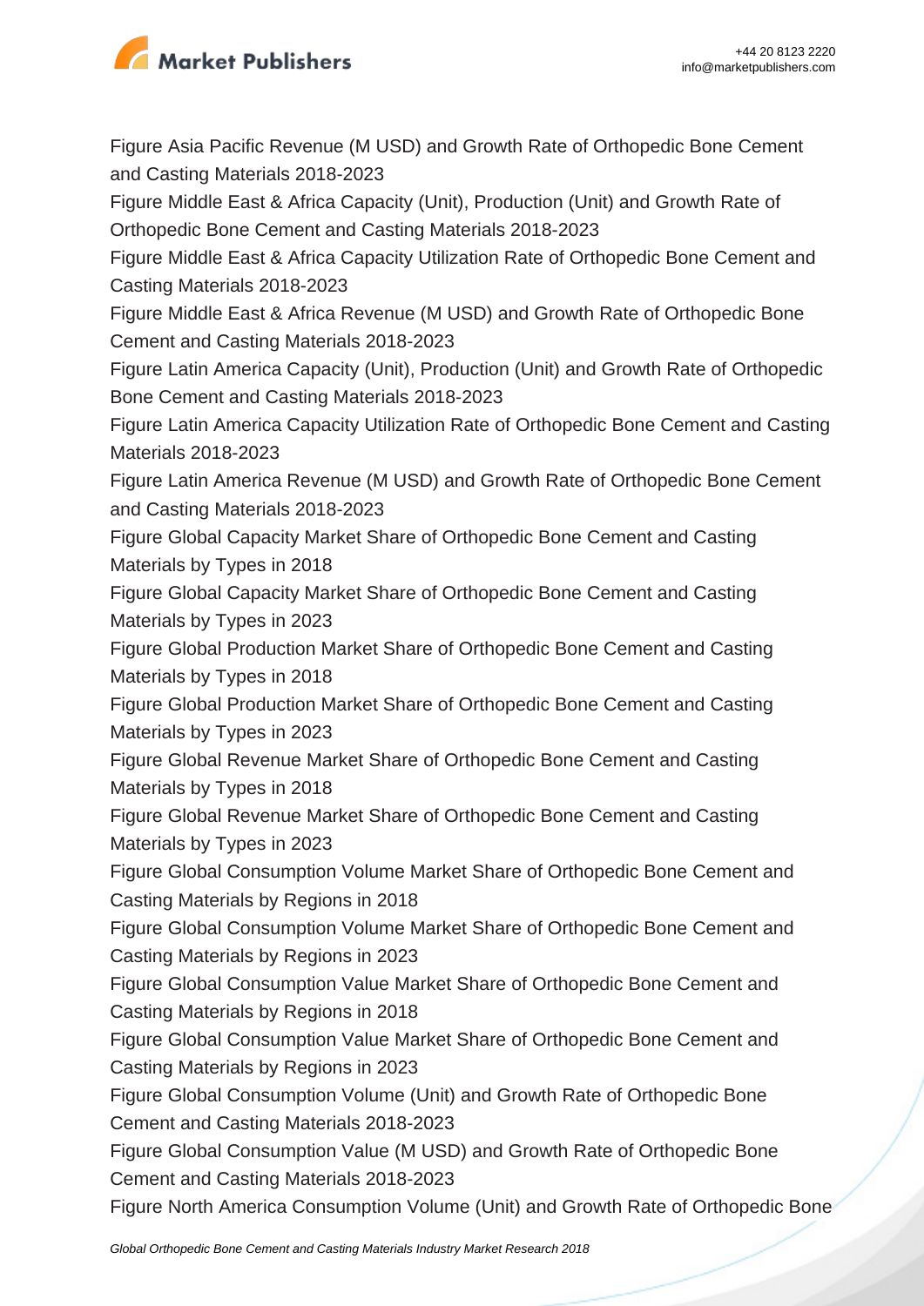Figure Asia Pacific Revenue (M USD) and Growth Rate of Orthopedic Bone Cement and Casting Materials 2018-2023

Figure Middle East & Africa Capacity (Unit), Production (Unit) and Growth Rate of Orthopedic Bone Cement and Casting Materials 2018-2023

Figure Middle East & Africa Capacity Utilization Rate of Orthopedic Bone Cement and Casting Materials 2018-2023

Figure Middle East & Africa Revenue (M USD) and Growth Rate of Orthopedic Bone Cement and Casting Materials 2018-2023

Figure Latin America Capacity (Unit), Production (Unit) and Growth Rate of Orthopedic Bone Cement and Casting Materials 2018-2023

Figure Latin America Capacity Utilization Rate of Orthopedic Bone Cement and Casting Materials 2018-2023

Figure Latin America Revenue (M USD) and Growth Rate of Orthopedic Bone Cement and Casting Materials 2018-2023

Figure Global Capacity Market Share of Orthopedic Bone Cement and Casting Materials by Types in 2018

Figure Global Capacity Market Share of Orthopedic Bone Cement and Casting Materials by Types in 2023

Figure Global Production Market Share of Orthopedic Bone Cement and Casting Materials by Types in 2018

Figure Global Production Market Share of Orthopedic Bone Cement and Casting Materials by Types in 2023

Figure Global Revenue Market Share of Orthopedic Bone Cement and Casting Materials by Types in 2018

Figure Global Revenue Market Share of Orthopedic Bone Cement and Casting Materials by Types in 2023

Figure Global Consumption Volume Market Share of Orthopedic Bone Cement and Casting Materials by Regions in 2018

Figure Global Consumption Volume Market Share of Orthopedic Bone Cement and Casting Materials by Regions in 2023

Figure Global Consumption Value Market Share of Orthopedic Bone Cement and Casting Materials by Regions in 2018

Figure Global Consumption Value Market Share of Orthopedic Bone Cement and Casting Materials by Regions in 2023

Figure Global Consumption Volume (Unit) and Growth Rate of Orthopedic Bone Cement and Casting Materials 2018-2023

Figure Global Consumption Value (M USD) and Growth Rate of Orthopedic Bone Cement and Casting Materials 2018-2023

Figure North America Consumption Volume (Unit) and Growth Rate of Orthopedic Bone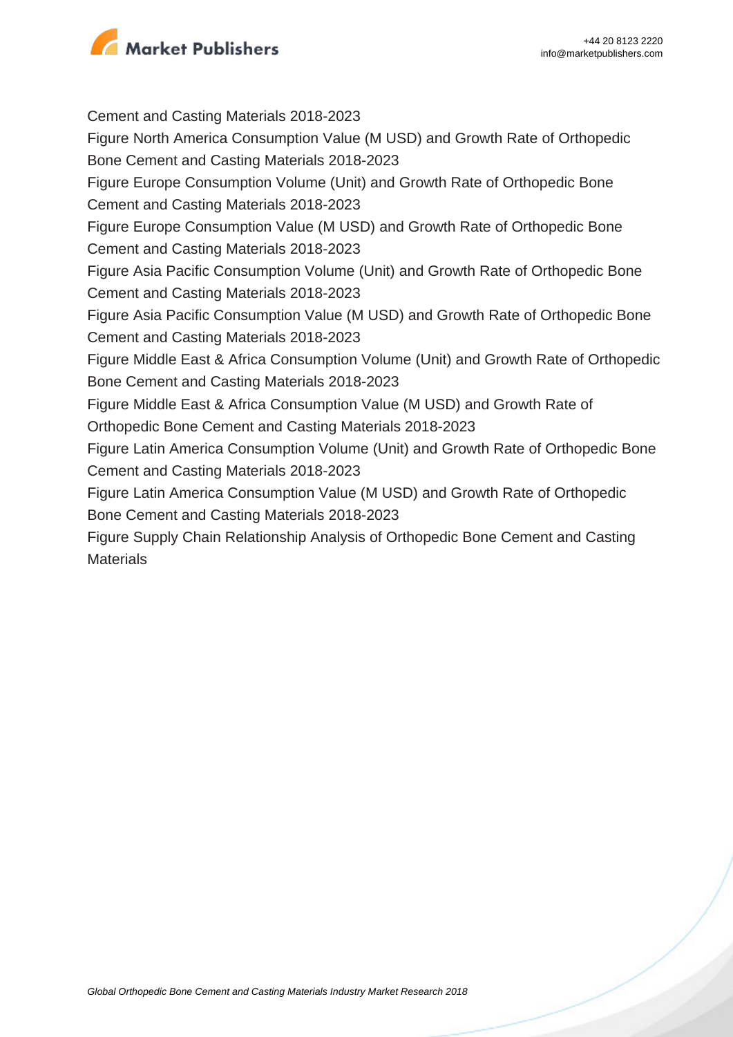Cement and Casting Materials 2018-2023

Figure North America Consumption Value (M USD) and Growth Rate of Orthopedic Bone Cement and Casting Materials 2018-2023

Figure Europe Consumption Volume (Unit) and Growth Rate of Orthopedic Bone Cement and Casting Materials 2018-2023

Figure Europe Consumption Value (M USD) and Growth Rate of Orthopedic Bone Cement and Casting Materials 2018-2023

Figure Asia Pacific Consumption Volume (Unit) and Growth Rate of Orthopedic Bone Cement and Casting Materials 2018-2023

Figure Asia Pacific Consumption Value (M USD) and Growth Rate of Orthopedic Bone Cement and Casting Materials 2018-2023

Figure Middle East & Africa Consumption Volume (Unit) and Growth Rate of Orthopedic Bone Cement and Casting Materials 2018-2023

Figure Middle East & Africa Consumption Value (M USD) and Growth Rate of Orthopedic Bone Cement and Casting Materials 2018-2023

Figure Latin America Consumption Volume (Unit) and Growth Rate of Orthopedic Bone Cement and Casting Materials 2018-2023

Figure Latin America Consumption Value (M USD) and Growth Rate of Orthopedic Bone Cement and Casting Materials 2018-2023

Figure Supply Chain Relationship Analysis of Orthopedic Bone Cement and Casting Materials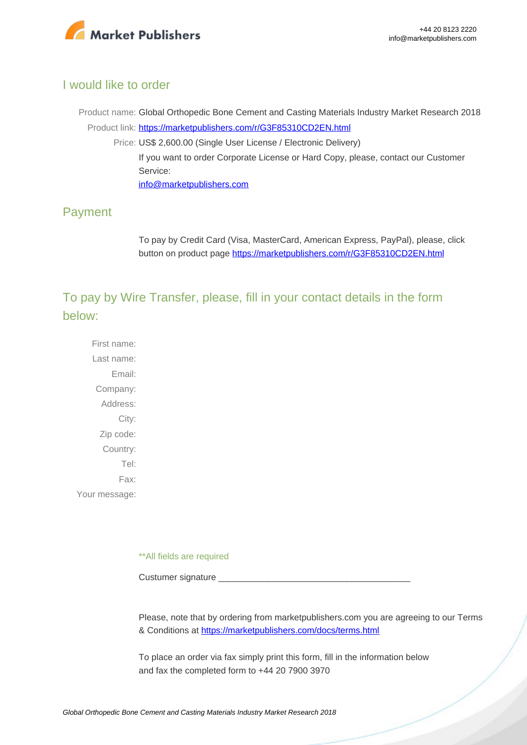## I would like to order

Product name: Global Orthopedic Bone Cement and Casting Materials Industry Market Research 2018

Product link: https://marketpublishers.com/r/G3F85310CD2EN.html

Price: US$ 2,600.00 (Single User License / Electronic Delivery)

If you want to order Corporate License or Hard Copy, please, contact our Customer Service:

info@marketpublishers.com

## Payment

To pay by Credit Card (Visa, MasterCard, American Express, PayPal), please, click button on product page https://marketpublishers.com/r/G3F85310CD2EN.html

## To pay by Wire Transfer, please, fill in your contact details in the form below:

First name:

Last name:

Email:

Company:

Address:

City:

Zip code:

Country:

Tel:

Fax:

Your message:

**All fields are required

Custumer signature _______________________________________

Please, note that by ordering from marketpublishers.com you are agreeing to our Terms & Conditions at https://marketpublishers.com/docs/terms.html

To place an order via fax simply print this form, fill in the information below and fax the completed form to +44 20 7900 3970